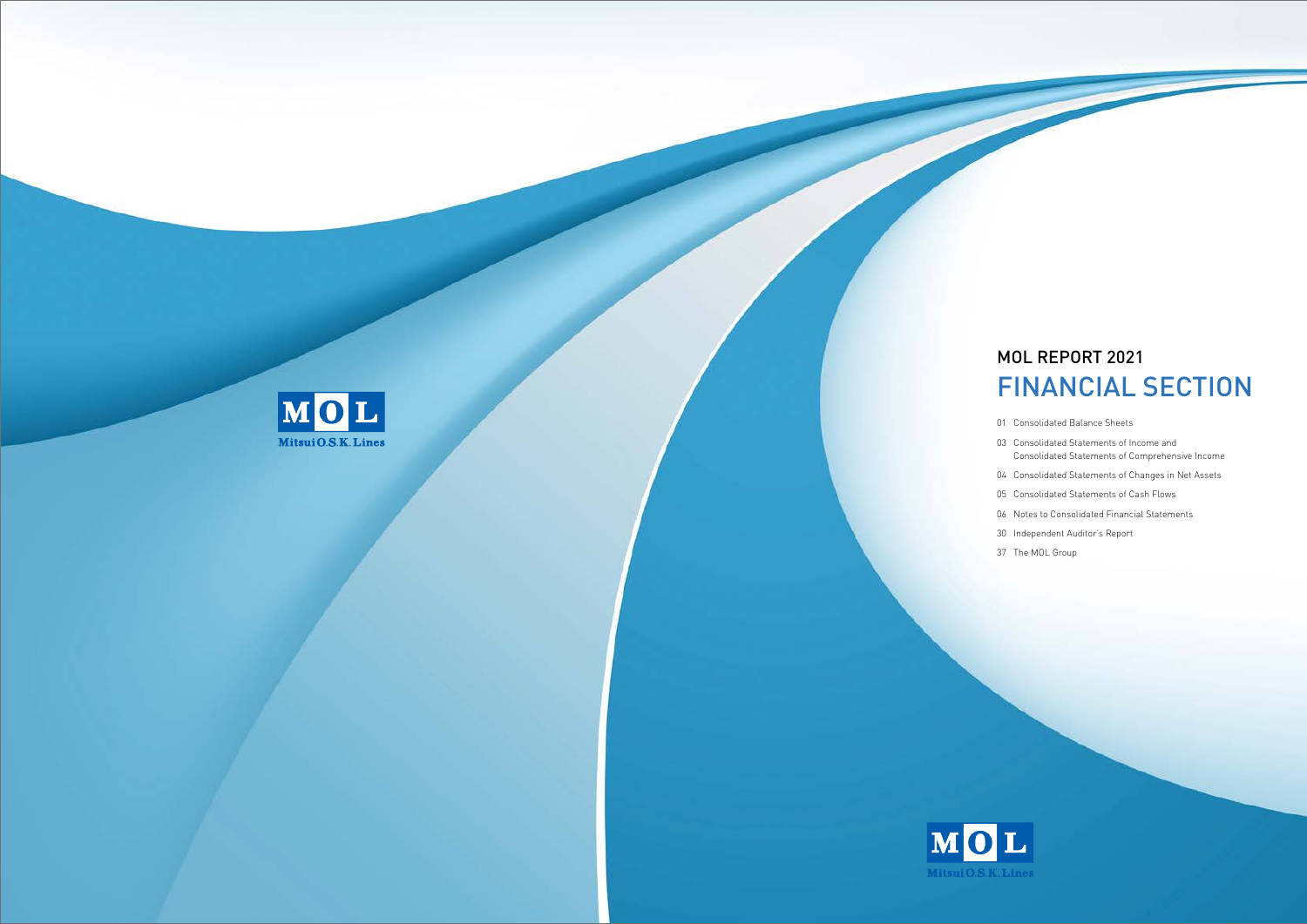MOL
Mitsui O.S.K. Lines

# MOL REPORT 2021

# FINANCIAL SECTION

- 01 Consolidated Balance Sheets
- 03 Consolidated Statements of Income and Consolidated Statements of Comprehensive Income
- 04 Consolidated Statements of Changes in Net Assets
- 05 Consolidated Statements of Cash Flows
- 06 Notes to Consolidated Financial Statements
- 30 Independent Auditor's Report
- 37 The MOL Group

MOL
Mitsui O.S.K. Lines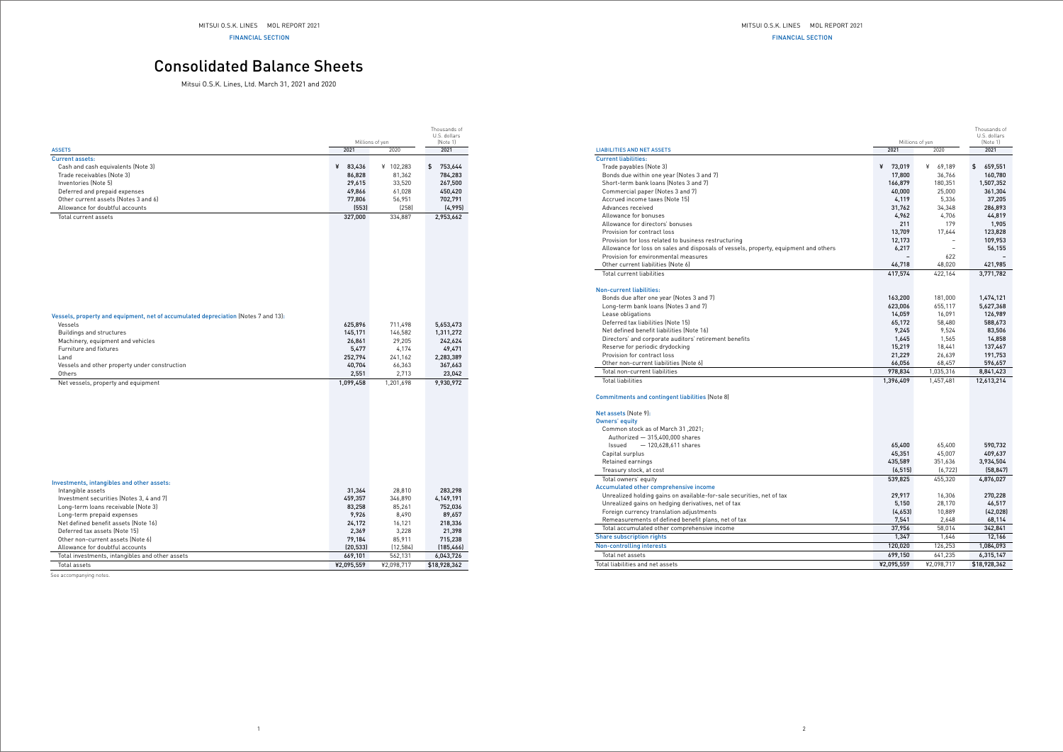FINANCIAL SECTION

# Consolidated Balance Sheets

Mitsui O.S.K. Lines, Ltd. March 31, 2021 and 2020

| ASSETS | Millions of yen 2021 | Millions of yen 2020 | Thousands of U.S. dollars (Note 1) 2021 |
|---|---|---|---|
| **Current assets:** | | | |
| Cash and cash equivalents (Note 3) | ¥ 83,436 | ¥ 102,283 | $ 753,644 |
| Trade receivables (Note 3) | 86,828 | 81,362 | 784,283 |
| Inventories (Note 5) | 29,615 | 33,520 | 267,500 |
| Deferred and prepaid expenses | 49,866 | 61,028 | 450,420 |
| Other current assets (Notes 3 and 6) | 77,806 | 56,951 | 702,791 |
| Allowance for doubtful accounts | (553) | (258) | (4,995) |
| Total current assets | 327,000 | 334,887 | 2,953,662 |
| **Vessels, property and equipment, net of accumulated depreciation (Notes 7 and 13):** | | | |
| Vessels | 625,896 | 711,498 | 5,653,473 |
| Buildings and structures | 145,171 | 146,582 | 1,311,272 |
| Machinery, equipment and vehicles | 26,861 | 29,205 | 242,624 |
| Furniture and fixtures | 5,477 | 4,174 | 49,471 |
| Land | 252,794 | 241,162 | 2,283,389 |
| Vessels and other property under construction | 40,704 | 66,363 | 367,663 |
| Others | 2,551 | 2,713 | 23,042 |
| Net vessels, property and equipment | 1,099,458 | 1,201,698 | 9,930,972 |
| **Investments, intangibles and other assets:** | | | |
| Intangible assets | 31,364 | 28,810 | 283,298 |
| Investment securities (Notes 3, 4 and 7) | 459,357 | 346,890 | 4,149,191 |
| Long-term loans receivable (Note 3) | 83,258 | 85,261 | 752,036 |
| Long-term prepaid expenses | 9,926 | 8,490 | 89,657 |
| Net defined benefit assets (Note 16) | 24,172 | 16,121 | 218,336 |
| Deferred tax assets (Note 15) | 2,369 | 3,228 | 21,398 |
| Other non-current assets (Note 6) | 79,184 | 85,911 | 715,238 |
| Allowance for doubtful accounts | (20,533) | (12,584) | (185,466) |
| Total investments, intangibles and other assets | 669,101 | 562,131 | 6,043,726 |
| Total assets | ¥2,095,559 | ¥2,098,717 | $18,928,362 |

See accompanying notes.

| LIABILITIES AND NET ASSETS | Millions of yen 2021 | Millions of yen 2020 | Thousands of U.S. dollars (Note 1) 2021 |
|---|---|---|---|
| **Current liabilities:** | | | |
| Trade payables (Note 3) | ¥ 73,019 | ¥ 69,189 | $ 659,551 |
| Bonds due within one year (Notes 3 and 7) | 17,800 | 36,766 | 160,780 |
| Short-term bank loans (Notes 3 and 7) | 166,879 | 180,351 | 1,507,352 |
| Commercial paper (Notes 3 and 7) | 40,000 | 25,000 | 361,304 |
| Accrued income taxes (Note 15) | 4,119 | 5,336 | 37,205 |
| Advances received | 31,762 | 34,348 | 286,893 |
| Allowance for bonuses | 4,962 | 4,706 | 44,819 |
| Allowance for directors' bonuses | 211 | 179 | 1,905 |
| Provision for contract loss | 13,709 | 17,644 | 123,828 |
| Provision for loss related to business restructuring | 12,173 | – | 109,953 |
| Allowance for loss on sales and disposals of vessels, property, equipment and others | 6,217 | – | 56,155 |
| Provision for environmental measures | – | 622 | – |
| Other current liabilities (Note 6) | 46,718 | 48,020 | 421,985 |
| Total current liabilities | 417,574 | 422,164 | 3,771,782 |
| **Non-current liabilities:** | | | |
| Bonds due after one year (Notes 3 and 7) | 163,200 | 181,000 | 1,474,121 |
| Long-term bank loans (Notes 3 and 7) | 623,006 | 655,117 | 5,627,368 |
| Lease obligations | 14,059 | 16,091 | 126,989 |
| Deferred tax liabilities (Note 15) | 65,172 | 58,480 | 588,673 |
| Net defined benefit liabilities (Note 16) | 9,245 | 9,524 | 83,506 |
| Directors' and corporate auditors' retirement benefits | 1,645 | 1,565 | 14,858 |
| Reserve for periodic drydocking | 15,219 | 18,441 | 137,467 |
| Provision for contract loss | 21,229 | 26,639 | 191,753 |
| Other non-current liabilities (Note 6) | 66,056 | 68,457 | 596,657 |
| Total non-current liabilities | 978,834 | 1,035,316 | 8,841,423 |
| Total liabilities | 1,396,409 | 1,457,481 | 12,613,214 |
| **Commitments and contingent liabilities** (Note 8) | | | |
| Net assets (Note 9): | | | |
| **Owners' equity** | | | |
| Common stock as of March 31 ,2021; | | | |
| Authorized — 315,400,000 shares | | | |
| Issued — 120,628,611 shares | 65,400 | 65,400 | 590,732 |
| Capital surplus | 45,351 | 45,007 | 409,637 |
| Retained earnings | 435,589 | 351,636 | 3,934,504 |
| Treasury stock, at cost | (6,515) | (6,722) | (58,847) |
| Total owners' equity | 539,825 | 455,320 | 4,876,027 |
| **Accumulated other comprehensive income** | | | |
| Unrealized holding gains on available-for-sale securities, net of tax | 29,917 | 16,306 | 270,228 |
| Unrealized gains on hedging derivatives, net of tax | 5,150 | 28,170 | 46,517 |
| Foreign currency translation adjustments | (4,653) | 10,889 | (42,028) |
| Remeasurements of defined benefit plans, net of tax | 7,541 | 2,648 | 68,114 |
| Total accumulated other comprehensive income | 37,956 | 58,014 | 342,841 |
| **Share subscription rights** | 1,347 | 1,646 | 12,166 |
| **Non-controlling interests** | 120,020 | 126,253 | 1,084,093 |
| Total net assets | 699,150 | 641,235 | 6,315,147 |
| Total liabilities and net assets | ¥2,095,559 | ¥2,098,717 | $18,928,362 |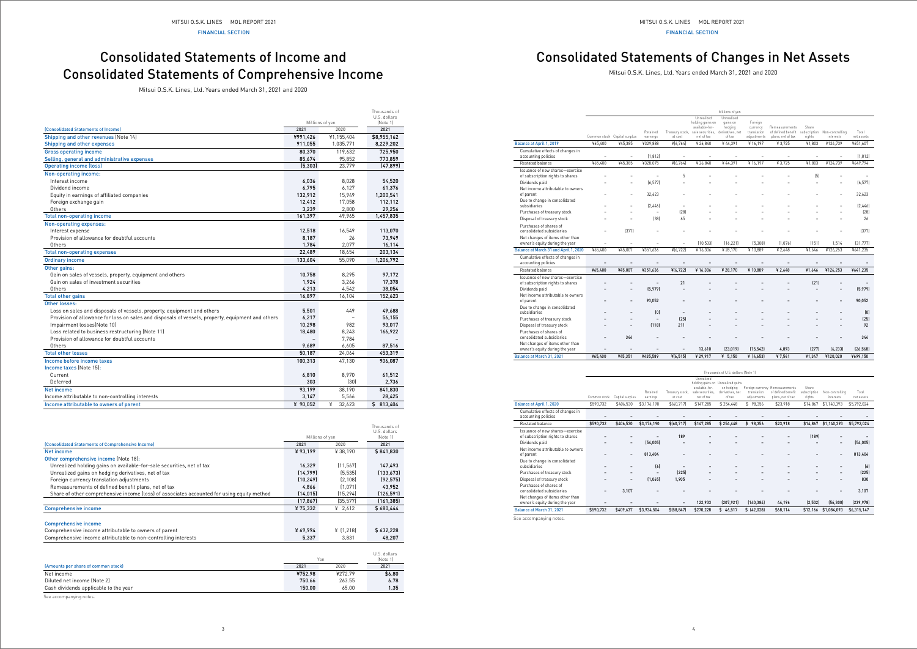# Consolidated Statements of Income and Consolidated Statements of Comprehensive Income

Mitsui O.S.K. Lines, Ltd. Years ended March 31, 2021 and 2020

| (Consolidated Statements of Income) | Millions of yen 2021 | Millions of yen 2020 | Thousands of U.S. dollars (Note 1) 2021 |
|---|---|---|---|
| Shipping and other revenues (Note 14) | ¥991,426 | ¥1,155,404 | $8,955,162 |
| Shipping and other expenses | 911,055 | 1,035,771 | 8,229,202 |
| Gross operating income | 80,370 | 119,632 | 725,950 |
| Selling, general and administrative expenses | 85,674 | 95,852 | 773,859 |
| Operating income (loss) | (5,303) | 23,779 | (47,899) |
| Non-operating income: | | | |
| Interest income | 6,036 | 8,028 | 54,520 |
| Dividend income | 6,795 | 6,127 | 61,376 |
| Equity in earnings of affiliated companies | 132,912 | 15,949 | 1,200,541 |
| Foreign exchange gain | 12,412 | 17,058 | 112,112 |
| Others | 3,239 | 2,800 | 29,256 |
| Total non-operating income | 161,397 | 49,965 | 1,457,835 |
| Non-operating expenses: | | | |
| Interest expense | 12,518 | 16,549 | 113,070 |
| Provision of allowance for doubtful accounts | 8,187 | 26 | 73,949 |
| Others | 1,784 | 2,077 | 16,114 |
| Total non-operating expenses | 22,489 | 18,654 | 203,134 |
| Ordinary income | 133,604 | 55,090 | 1,206,792 |
| Other gains: | | | |
| Gain on sales of vessels, property, equipment and others | 10,758 | 8,295 | 97,172 |
| Gain on sales of investment securities | 1,924 | 3,266 | 17,378 |
| Others | 4,213 | 4,542 | 38,054 |
| Total other gains | 16,897 | 16,104 | 152,623 |
| Other losses: | | | |
| Loss on sales and disposals of vessels, property, equipment and others | 5,501 | 449 | 49,688 |
| Provision of allowance for loss on sales and disposals of vessels, property, equipment and others | 6,217 | – | 56,155 |
| Impairment losses(Note 10) | 10,298 | 982 | 93,017 |
| Loss related to business restructuring (Note 11) | 18,480 | 8,243 | 166,922 |
| Provision of allowance for doubtful accounts | – | 7,784 | – |
| Others | 9,689 | 6,605 | 87,516 |
| Total other losses | 50,187 | 24,064 | 453,319 |
| Income before income taxes | 100,313 | 47,130 | 906,087 |
| Income taxes (Note 15): | | | |
| Current | 6,810 | 8,970 | 61,512 |
| Deferred | 303 | (30) | 2,736 |
| Net income | 93,199 | 38,190 | 841,830 |
| Income attributable to non-controlling interests | 3,147 | 5,566 | 28,425 |
| Income attributable to owners of parent | ¥ 90,052 | ¥ 32,623 | $ 813,404 |

| (Consolidated Statements of Comprehensive Income) | Millions of yen 2021 | Millions of yen 2020 | Thousands of U.S. dollars (Note 1) 2021 |
|---|---|---|---|
| Net income | ¥ 93,199 | ¥ 38,190 | $ 841,830 |
| Other comprehensive income (Note 18): | | | |
| Unrealized holding gains on available-for-sale securities, net of tax | 16,329 | (11,567) | 147,493 |
| Unrealized gains on hedging derivatives, net of tax | (14,799) | (5,535) | (133,673) |
| Foreign currency translation adjustments | (10,249) | (2,108) | (92,575) |
| Remeasurements of defined benefit plans, net of tax | 4,866 | (1,071) | 43,952 |
| Share of other comprehensive income (loss) of associates accounted for using equity method | (14,015) | (15,294) | (126,591) |
| | (17,867) | (35,577) | (161,385) |
| Comprehensive income | ¥ 75,332 | ¥ 2,612 | $ 680,444 |
| Comprehensive income | | | |
| Comprehensive income attributable to owners of parent | ¥ 69,994 | ¥ (1,218) | $ 632,228 |
| Comprehensive income attributable to non-controlling interests | 5,337 | 3,831 | 48,207 |

| (Amounts per share of common stock) | Yen 2021 | Yen 2020 | U.S. dollars (Note 1) 2021 |
|---|---|---|---|
| Net income | ¥752.98 | ¥272.79 | $6.80 |
| Diluted net income (Note 2) | 750.66 | 263.55 | 6.78 |
| Cash dividends applicable to the year | 150.00 | 65.00 | 1.35 |

See accompanying notes.

# Consolidated Statements of Changes in Net Assets

Mitsui O.S.K. Lines, Ltd. Years ended March 31, 2021 and 2020

Millions of yen

| | Common stock | Capital surplus | Retained earnings | Treasury stock, at cost | Unrealized holding gains on available-for-sale securities, net of tax | Unrealized gains on hedging derivatives, net of tax | Foreign currency translation adjustments | Remeasurements of defined benefit plans, net of tax | Share subscription rights | Non-controlling interests | Total net assets |
|---|---|---|---|---|---|---|---|---|---|---|---|
| Balance at April 1, 2019 | ¥65,400 | ¥45,385 | ¥329,888 | ¥(6,764) | ¥ 26,840 | ¥ 44,391 | ¥ 16,197 | ¥ 3,725 | ¥1,803 | ¥124,739 | ¥651,607 |
| Cumulative effects of changes in accounting policies | – | – | (1,812) | – | – | – | – | – | – | – | (1,812) |
| Restated balance | ¥65,400 | ¥45,385 | ¥328,075 | ¥(6,764) | ¥ 26,840 | ¥ 44,391 | ¥ 16,197 | ¥ 3,725 | ¥1,803 | ¥124,739 | ¥649,794 |
| Issuance of new shares—exercise of subscription rights to shares | – | – | – | 5 | – | – | – | – | (5) | – | – |
| Dividends paid | – | – | (6,577) | – | – | – | – | – | – | – | (6,577) |
| Net income attributable to owners of parent | – | – | 32,623 | – | – | – | – | – | – | – | 32,623 |
| Due to change in consolidated subsidiaries | – | – | (2,446) | – | – | – | – | – | – | – | (2,446) |
| Purchases of treasury stock | – | – | – | (28) | – | – | – | – | – | – | (28) |
| Disposal of treasury stock | – | – | (38) | 65 | – | – | – | – | – | – | 26 |
| Purchases of shares of consolidated subsidiaries | – | (377) | – | – | – | – | – | – | – | – | (377) |
| Net changes of items other than owner's equity during the year | – | – | – | – | (10,533) | (16,221) | (5,308) | (1,076) | (151) | 1,514 | (31,777) |
| Balance at March 31 and April 1, 2020 | ¥65,400 | ¥45,007 | ¥351,636 | ¥(6,722) | ¥ 16,306 | ¥ 28,170 | ¥ 10,889 | ¥ 2,648 | ¥1,646 | ¥126,253 | ¥641,235 |
| Cumulative effects of changes in accounting policies | – | – | – | – | – | – | – | – | – | – | – |
| Restated balance | ¥65,400 | ¥45,007 | ¥351,636 | ¥(6,722) | ¥ 16,306 | ¥ 28,170 | ¥ 10,889 | ¥ 2,648 | ¥1,646 | ¥126,253 | ¥641,235 |
| Issuance of new shares—exercise of subscription rights to shares | – | – | – | 21 | – | – | – | – | (21) | – | – |
| Dividends paid | – | – | (5,979) | – | – | – | – | – | – | – | (5,979) |
| Net income attributable to owners of parent | – | – | 90,052 | – | – | – | – | – | – | – | 90,052 |
| Due to change in consolidated subsidiaries | – | – | (0) | – | – | – | – | – | – | – | (0) |
| Purchases of treasury stock | – | – | – | (25) | – | – | – | – | – | – | (25) |
| Disposal of treasury stock | – | – | (118) | 211 | – | – | – | – | – | – | 92 |
| Purchases of shares of consolidated subsidiaries | – | 344 | – | – | – | – | – | – | – | – | 344 |
| Net changes of items other than owner's equity during the year | – | – | – | – | 13,610 | (23,019) | (15,542) | 4,893 | (277) | (6,233) | (26,568) |
| Balance at March 31, 2021 | ¥65,400 | ¥45,351 | ¥435,589 | ¥(6,515) | ¥ 29,917 | ¥ 5,150 | ¥ (4,653) | ¥ 7,541 | ¥1,347 | ¥120,020 | ¥699,150 |

Thousands of U.S. dollars (Note 1)

| | Common stock | Capital surplus | Retained earnings | Treasury stock, at cost | Unrealized holding gains on available-for-sale securities, net of tax | Unrealized gains on hedging derivatives, net of tax | Foreign currency translation adjustments | Remeasurements of defined benefit plans, net of tax | Share subscription rights | Non-controlling interests | Total net assets |
|---|---|---|---|---|---|---|---|---|---|---|---|
| Balance at April 1, 2020 | $590,732 | $406,530 | $3,176,190 | $(60,717) | $147,285 | $ 254,448 | $ 98,356 | $23,918 | $14,867 | $1,140,393 | $5,792,024 |
| Cumulative effects of changes in accounting policies | – | – | – | – | – | – | – | – | – | – | – |
| Restated balance | $590,732 | $406,530 | $3,176,190 | $(60,717) | $147,285 | $ 254,448 | $ 98,356 | $23,918 | $14,867 | $1,140,393 | $5,792,024 |
| Issuance of new shares—exercise of subscription rights to shares | – | – | – | 189 | – | – | – | – | (189) | – | – |
| Dividends paid | – | – | (54,005) | – | – | – | – | – | – | – | (54,005) |
| Net income attributable to owners of parent | – | – | 813,404 | – | – | – | – | – | – | – | 813,404 |
| Due to change in consolidated subsidiaries | – | – | (6) | – | – | – | – | – | – | – | (6) |
| Purchases of treasury stock | – | – | – | (225) | – | – | – | – | – | – | (225) |
| Disposal of treasury stock | – | – | (1,065) | 1,905 | – | – | – | – | – | – | 830 |
| Purchases of shares of consolidated subsidiaries | – | 3,107 | – | – | – | – | – | – | – | – | 3,107 |
| Net changes of items other than owner's equity during the year | – | – | – | – | 122,933 | (207,921) | (140,384) | 44,196 | (2,502) | (56,300) | (239,978) |
| Balance at March 31, 2021 | $590,732 | $409,637 | $3,934,504 | $(58,847) | $270,228 | $ 46,517 | $ (42,028) | $68,114 | $12,166 | $1,084,093 | $6,315,147 |

See accompanying notes.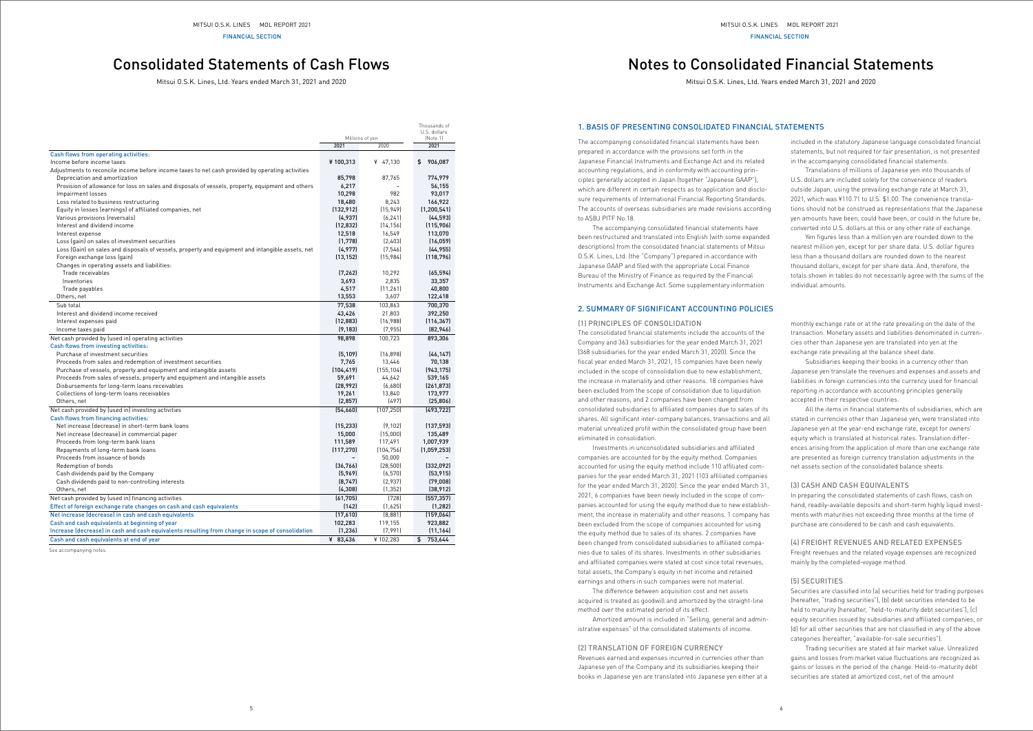# Consolidated Statements of Cash Flows

Mitsui O.S.K. Lines, Ltd. Years ended March 31, 2021 and 2020

| | Millions of yen | | Thousands of U.S. dollars (Note 1) |
|---|---|---|---|
| | 2021 | 2020 | 2021 |
| **Cash flows from operating activities:** | | | |
| Income before income taxes | ¥ 100,313 | ¥ 47,130 | $ 906,087 |
| Adjustments to reconcile income before income taxes to net cash provided by operating activities | | | |
| Depreciation and amortization | 85,798 | 87,765 | 774,979 |
| Provision of allowance for loss on sales and disposals of vessels, property, equipment and others | 6,217 | – | 56,155 |
| Impairment losses | 10,298 | 982 | 93,017 |
| Loss related to business restructuring | 18,480 | 8,243 | 166,922 |
| Equity in losses (earnings) of affiliated companies, net | (132,912) | (15,949) | (1,200,541) |
| Various provisions (reversals) | (4,937) | (6,241) | (44,593) |
| Interest and dividend income | (12,832) | (14,156) | (115,906) |
| Interest expense | 12,518 | 16,549 | 113,070 |
| Loss (gain) on sales of investment securities | (1,778) | (2,403) | (16,059) |
| Loss (Gain) on sales and disposals of vessels, property and equipment and intangible assets, net | (4,977) | (7,546) | (44,955) |
| Foreign exchange loss (gain) | (13,152) | (15,984) | (118,796) |
| Changes in operating assets and liabilities: | | | |
| Trade receivables | (7,262) | 10,292 | (65,594) |
| Inventories | 3,693 | 2,835 | 33,357 |
| Trade payables | 4,517 | (11,261) | 40,800 |
| Others, net | 13,553 | 3,607 | 122,418 |
| Sub total | 77,538 | 103,863 | 700,370 |
| Interest and dividend income received | 43,426 | 21,803 | 392,250 |
| Interest expenses paid | (12,883) | (16,988) | (116,367) |
| Income taxes paid | (9,183) | (7,955) | (82,946) |
| Net cash provided by (used in) operating activities | 98,898 | 100,723 | 893,306 |
| **Cash flows from investing activities:** | | | |
| Purchase of investment securities | (5,109) | (16,898) | (46,147) |
| Proceeds from sales and redemption of investment securities | 7,765 | 13,446 | 70,138 |
| Purchase of vessels, property and equipment and intangible assets | (104,419) | (155,104) | (943,175) |
| Proceeds from sales of vessels, property and equipment and intangible assets | 59,691 | 44,642 | 539,165 |
| Disbursements for long-term loans receivables | (28,992) | (6,680) | (261,873) |
| Collections of long-term loans receivables | 19,261 | 13,840 | 173,977 |
| Others, net | (2,857) | (497) | (25,806) |
| Net cash provided by (used in) investing activities | (54,660) | (107,250) | (493,722) |
| **Cash flows from financing activities:** | | | |
| Net increase (decrease) in short-term bank loans | (15,233) | (9,102) | (137,593) |
| Net increase (decrease) in commercial paper | 15,000 | (15,000) | 135,489 |
| Proceeds from long-term bank loans | 111,589 | 117,491 | 1,007,939 |
| Repayments of long-term bank loans | (117,270) | (104,756) | (1,059,253) |
| Proceeds from issuance of bonds | – | 50,000 | – |
| Redemption of bonds | (36,766) | (28,500) | (332,092) |
| Cash dividends paid by the Company | (5,969) | (6,570) | (53,915) |
| Cash dividends paid to non-controlling interests | (8,747) | (2,937) | (79,008) |
| Others, net | (4,308) | (1,352) | (38,912) |
| Net cash provided by (used in) financing activities | (61,705) | (728) | (557,357) |
| Effect of foreign exchange rate changes on cash and cash equivalents | (142) | (1,625) | (1,282) |
| Net increase (decrease) in cash and cash equivalents | (17,610) | (8,881) | (159,064) |
| Cash and cash equivalents at beginning of year | 102,283 | 119,155 | 923,882 |
| Increase (decrease) in cash and cash equivalents resulting from change in scope of consolidation | (1,236) | (7,991) | (11,164) |
| Cash and cash equivalents at end of year | ¥ 83,436 | ¥ 102,283 | $ 753,644 |

See accompanying notes.

# Notes to Consolidated Financial Statements

Mitsui O.S.K. Lines, Ltd. Years ended March 31, 2021 and 2020

## 1. BASIS OF PRESENTING CONSOLIDATED FINANCIAL STATEMENTS

The accompanying consolidated financial statements have been prepared in accordance with the provisions set forth in the Japanese Financial Instruments and Exchange Act and its related accounting regulations, and in conformity with accounting principles generally accepted in Japan (together "Japanese GAAP"), which are different in certain respects as to application and disclosure requirements of International Financial Reporting Standards. The accounts of overseas subsidiaries are made revisions according to ASBJ PITF No.18.

The accompanying consolidated financial statements have been restructured and translated into English (with some expanded descriptions) from the consolidated financial statements of Mitsui O.S.K. Lines, Ltd. (the "Company") prepared in accordance with Japanese GAAP and filed with the appropriate Local Finance Bureau of the Ministry of Finance as required by the Financial Instruments and Exchange Act. Some supplementary information included in the statutory Japanese language consolidated financial statements, but not required for fair presentation, is not presented in the accompanying consolidated financial statements.

Translations of millions of Japanese yen into thousands of U.S. dollars are included solely for the convenience of readers outside Japan, using the prevailing exchange rate at March 31, 2021, which was ¥110.71 to U.S. $1.00. The convenience translations should not be construed as representations that the Japanese yen amounts have been, could have been, or could in the future be, converted into U.S. dollars at this or any other rate of exchange.

Yen figures less than a million yen are rounded down to the nearest million yen, except for per share data. U.S. dollar figures less than a thousand dollars are rounded down to the nearest thousand dollars, except for per share data. And, therefore, the totals shown in tables do not necessarily agree with the sums of the individual amounts.

## 2. SUMMARY OF SIGNIFICANT ACCOUNTING POLICIES

### (1) PRINCIPLES OF CONSOLIDATION

The consolidated financial statements include the accounts of the Company and 363 subsidiaries for the year ended March 31, 2021 (368 subsidiaries for the year ended March 31, 2020). Since the fiscal year ended March 31, 2021, 15 companies have been newly included in the scope of consolidation due to new establishment, the increase in materiality and other reasons. 18 companies have been excluded from the scope of consolidation due to liquidation and other reasons, and 2 companies have been changed from consolidated subsidiaries to affiliated companies due to sales of its shares. All significant inter-company balances, transactions and all material unrealized profit within the consolidated group have been eliminated in consolidation.

Investments in unconsolidated subsidiaries and affiliated companies are accounted for by the equity method. Companies accounted for using the equity method include 110 affiliated companies for the year ended March 31, 2021 (103 affiliated companies for the year ended March 31, 2020). Since the year ended March 31, 2021, 6 companies have been newly included in the scope of companies accounted for using the equity method due to new establishment, the increase in materiality and other reasons. 1 company has been excluded from the scope of companies accounted for using the equity method due to sales of its shares. 2 companies have been changed from consolidated subsidiaries to affiliated companies due to sales of its shares. Investments in other subsidiaries and affiliated companies were stated at cost since total revenues, total assets, the Company's equity in net income and retained earnings and others in such companies were not material.

The difference between acquisition cost and net assets acquired is treated as goodwill and amortized by the straight-line method over the estimated period of its effect.

Amortized amount is included in "Selling, general and administrative expenses" of the consolidated statements of income.

### (2) TRANSLATION OF FOREIGN CURRENCY

Revenues earned and expenses incurred in currencies other than Japanese yen of the Company and its subsidiaries keeping their books in Japanese yen are translated into Japanese yen either at a monthly exchange rate or at the rate prevailing on the date of the transaction. Monetary assets and liabilities denominated in currencies other than Japanese yen are translated into yen at the exchange rate prevailing at the balance sheet date.

Subsidiaries keeping their books in a currency other than Japanese yen translate the revenues and expenses and assets and liabilities in foreign currencies into the currency used for financial reporting in accordance with accounting principles generally accepted in their respective countries.

All the items in financial statements of subsidiaries, which are stated in currencies other than Japanese yen, were translated into Japanese yen at the year-end exchange rate, except for owners' equity which is translated at historical rates. Translation differences arising from the application of more than one exchange rate are presented as foreign currency translation adjustments in the net assets section of the consolidated balance sheets.

### (3) CASH AND CASH EQUIVALENTS

In preparing the consolidated statements of cash flows, cash on hand, readily-available deposits and short-term highly liquid investments with maturities not exceeding three months at the time of purchase are considered to be cash and cash equivalents.

### (4) FREIGHT REVENUES AND RELATED EXPENSES

Freight revenues and the related voyage expenses are recognized mainly by the completed-voyage method.

### (5) SECURITIES

Securities are classified into (a) securities held for trading purposes (hereafter, "trading securities"), (b) debt securities intended to be held to maturity (hereafter, "held-to-maturity debt securities"), (c) equity securities issued by subsidiaries and affiliated companies, or (d) for all other securities that are not classified in any of the above categories (hereafter, "available-for-sale securities").

Trading securities are stated at fair market value. Unrealized gains and losses from market value fluctuations are recognized as gains or losses in the period of the change. Held-to-maturity debt securities are stated at amortized cost, net of the amount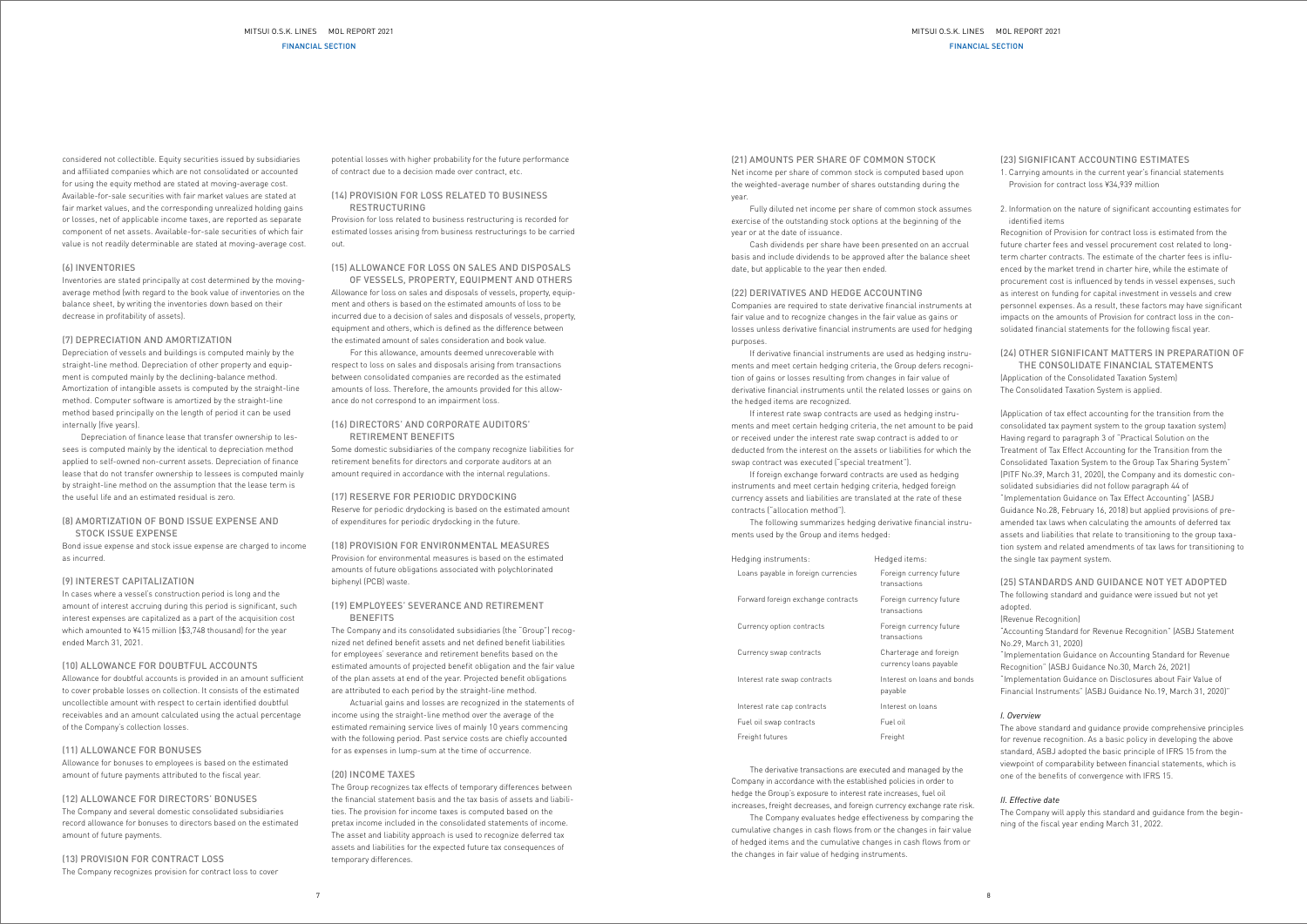considered not collectible. Equity securities issued by subsidiaries and affiliated companies which are not consolidated or accounted for using the equity method are stated at moving-average cost. Available-for-sale securities with fair market values are stated at fair market values, and the corresponding unrealized holding gains or losses, net of applicable income taxes, are reported as separate component of net assets. Available-for-sale securities of which fair value is not readily determinable are stated at moving-average cost.

### (6) INVENTORIES

Inventories are stated principally at cost determined by the moving-average method (with regard to the book value of inventories on the balance sheet, by writing the inventories down based on their decrease in profitability of assets).

### (7) DEPRECIATION AND AMORTIZATION

Depreciation of vessels and buildings is computed mainly by the straight-line method. Depreciation of other property and equipment is computed mainly by the declining-balance method. Amortization of intangible assets is computed by the straight-line method. Computer software is amortized by the straight-line method based principally on the length of period it can be used internally (five years).

Depreciation of finance lease that transfer ownership to lessees is computed mainly by the identical to depreciation method applied to self-owned non-current assets. Depreciation of finance lease that do not transfer ownership to lessees is computed mainly by straight-line method on the assumption that the lease term is the useful life and an estimated residual is zero.

### (8) AMORTIZATION OF BOND ISSUE EXPENSE AND STOCK ISSUE EXPENSE

Bond issue expense and stock issue expense are charged to income as incurred.

### (9) INTEREST CAPITALIZATION

In cases where a vessel's construction period is long and the amount of interest accruing during this period is significant, such interest expenses are capitalized as a part of the acquisition cost which amounted to ¥415 million ($3,748 thousand) for the year ended March 31, 2021.

### (10) ALLOWANCE FOR DOUBTFUL ACCOUNTS

Allowance for doubtful accounts is provided in an amount sufficient to cover probable losses on collection. It consists of the estimated uncollectible amount with respect to certain identified doubtful receivables and an amount calculated using the actual percentage of the Company's collection losses.

### (11) ALLOWANCE FOR BONUSES

Allowance for bonuses to employees is based on the estimated amount of future payments attributed to the fiscal year.

### (12) ALLOWANCE FOR DIRECTORS' BONUSES

The Company and several domestic consolidated subsidiaries record allowance for bonuses to directors based on the estimated amount of future payments.

### (13) PROVISION FOR CONTRACT LOSS

The Company recognizes provision for contract loss to cover potential losses with higher probability for the future performance of contract due to a decision made over contract, etc.

### (14) PROVISION FOR LOSS RELATED TO BUSINESS RESTRUCTURING

Provision for loss related to business restructuring is recorded for estimated losses arising from business restructurings to be carried out.

### (15) ALLOWANCE FOR LOSS ON SALES AND DISPOSALS OF VESSELS, PROPERTY, EQUIPMENT AND OTHERS

Allowance for loss on sales and disposals of vessels, property, equipment and others is based on the estimated amounts of loss to be incurred due to a decision of sales and disposals of vessels, property, equipment and others, which is defined as the difference between the estimated amount of sales consideration and book value.

For this allowance, amounts deemed unrecoverable with respect to loss on sales and disposals arising from transactions between consolidated companies are recorded as the estimated amounts of loss. Therefore, the amounts provided for this allowance do not correspond to an impairment loss.

### (16) DIRECTORS' AND CORPORATE AUDITORS' RETIREMENT BENEFITS

Some domestic subsidiaries of the company recognize liabilities for retirement benefits for directors and corporate auditors at an amount required in accordance with the internal regulations.

### (17) RESERVE FOR PERIODIC DRYDOCKING

Reserve for periodic drydocking is based on the estimated amount of expenditures for periodic drydocking in the future.

### (18) PROVISION FOR ENVIRONMENTAL MEASURES

Provision for environmental measures is based on the estimated amounts of future obligations associated with polychlorinated biphenyl (PCB) waste.

### (19) EMPLOYEES' SEVERANCE AND RETIREMENT BENEFITS

The Company and its consolidated subsidiaries (the "Group") recognized net defined benefit assets and net defined benefit liabilities for employees' severance and retirement benefits based on the estimated amounts of projected benefit obligation and the fair value of the plan assets at end of the year. Projected benefit obligations are attributed to each period by the straight-line method.

Actuarial gains and losses are recognized in the statements of income using the straight-line method over the average of the estimated remaining service lives of mainly 10 years commencing with the following period. Past service costs are chiefly accounted for as expenses in lump-sum at the time of occurrence.

### (20) INCOME TAXES

The Group recognizes tax effects of temporary differences between the financial statement basis and the tax basis of assets and liabilities. The provision for income taxes is computed based on the pretax income included in the consolidated statements of income. The asset and liability approach is used to recognize deferred tax assets and liabilities for the expected future tax consequences of temporary differences.

### (21) AMOUNTS PER SHARE OF COMMON STOCK

Net income per share of common stock is computed based upon the weighted-average number of shares outstanding during the year.

Fully diluted net income per share of common stock assumes exercise of the outstanding stock options at the beginning of the year or at the date of issuance.

Cash dividends per share have been presented on an accrual basis and include dividends to be approved after the balance sheet date, but applicable to the year then ended.

### (22) DERIVATIVES AND HEDGE ACCOUNTING

Companies are required to state derivative financial instruments at fair value and to recognize changes in the fair value as gains or losses unless derivative financial instruments are used for hedging purposes.

If derivative financial instruments are used as hedging instruments and meet certain hedging criteria, the Group defers recognition of gains or losses resulting from changes in fair value of derivative financial instruments until the related losses or gains on the hedged items are recognized.

If interest rate swap contracts are used as hedging instruments and meet certain hedging criteria, the net amount to be paid or received under the interest rate swap contract is added to or deducted from the interest on the assets or liabilities for which the swap contract was executed ("special treatment").

If foreign exchange forward contracts are used as hedging instruments and meet certain hedging criteria, hedged foreign currency assets and liabilities are translated at the rate of these contracts ("allocation method").

The following summarizes hedging derivative financial instruments used by the Group and items hedged:

| Hedging instruments: | Hedged items: |
|---|---|
| Loans payable in foreign currencies | Foreign currency future transactions |
| Forward foreign exchange contracts | Foreign currency future transactions |
| Currency option contracts | Foreign currency future transactions |
| Currency swap contracts | Charterage and foreign currency loans payable |
| Interest rate swap contracts | Interest on loans and bonds payable |
| Interest rate cap contracts | Interest on loans |
| Fuel oil swap contracts | Fuel oil |
| Freight futures | Freight |

The derivative transactions are executed and managed by the Company in accordance with the established policies in order to hedge the Group's exposure to interest rate increases, fuel oil increases, freight decreases, and foreign currency exchange rate risk.

The Company evaluates hedge effectiveness by comparing the cumulative changes in cash flows from or the changes in fair value of hedged items and the cumulative changes in cash flows from or the changes in fair value of hedging instruments.

### (23) SIGNIFICANT ACCOUNTING ESTIMATES

1. Carrying amounts in the current year's financial statements
   Provision for contract loss ¥34,939 million

2. Information on the nature of significant accounting estimates for identified items

Recognition of Provision for contract loss is estimated from the future charter fees and vessel procurement cost related to long-term charter contracts. The estimate of the charter fees is influenced by the market trend in charter hire, while the estimate of procurement cost is influenced by tends in vessel expenses, such as interest on funding for capital investment in vessels and crew personnel expenses. As a result, these factors may have significant impacts on the amounts of Provision for contract loss in the consolidated financial statements for the following fiscal year.

### (24) OTHER SIGNIFICANT MATTERS IN PREPARATION OF THE CONSOLIDATE FINANCIAL STATEMENTS

(Application of the Consolidated Taxation System)
The Consolidated Taxation System is applied.

(Application of tax effect accounting for the transition from the consolidated tax payment system to the group taxation system)
Having regard to paragraph 3 of "Practical Solution on the Treatment of Tax Effect Accounting for the Transition from the Consolidated Taxation System to the Group Tax Sharing System" (PITF No.39, March 31, 2020), the Company and its domestic consolidated subsidiaries did not follow paragraph 44 of "Implementation Guidance on Tax Effect Accounting" (ASBJ Guidance No.28, February 16, 2018) but applied provisions of pre-amended tax laws when calculating the amounts of deferred tax assets and liabilities that relate to transitioning to the group taxation system and related amendments of tax laws for transitioning to the single tax payment system.

### (25) STANDARDS AND GUIDANCE NOT YET ADOPTED

The following standard and guidance were issued but not yet adopted.

(Revenue Recognition)
"Accounting Standard for Revenue Recognition" (ASBJ Statement No.29, March 31, 2020)
"Implementation Guidance on Accounting Standard for Revenue Recognition" (ASBJ Guidance No.30, March 26, 2021)
"Implementation Guidance on Disclosures about Fair Value of Financial Instruments" (ASBJ Guidance No.19, March 31, 2020)"

*I. Overview*

The above standard and guidance provide comprehensive principles for revenue recognition. As a basic policy in developing the above standard, ASBJ adopted the basic principle of IFRS 15 from the viewpoint of comparability between financial statements, which is one of the benefits of convergence with IFRS 15.

*II. Effective date*

The Company will apply this standard and guidance from the beginning of the fiscal year ending March 31, 2022.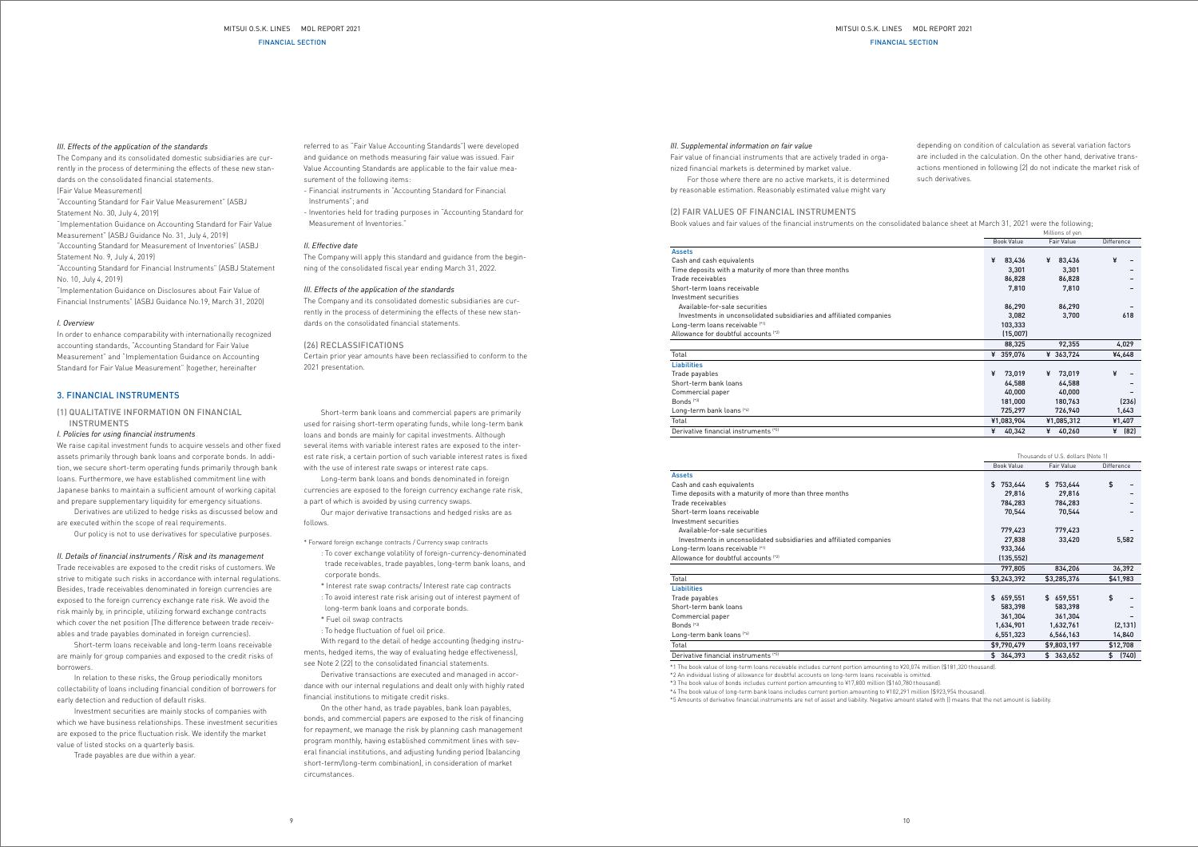#### III. Effects of the application of the standards

The Company and its consolidated domestic subsidiaries are currently in the process of determining the effects of these new standards on the consolidated financial statements.

(Fair Value Measurement)

"Accounting Standard for Fair Value Measurement" (ASBJ Statement No. 30, July 4, 2019)

"Implementation Guidance on Accounting Standard for Fair Value Measurement" (ASBJ Guidance No. 31, July 4, 2019)

"Accounting Standard for Measurement of Inventories" (ASBJ Statement No. 9, July 4, 2019)

"Accounting Standard for Financial Instruments" (ASBJ Statement No. 10, July 4, 2019)

"Implementation Guidance on Disclosures about Fair Value of Financial Instruments" (ASBJ Guidance No.19, March 31, 2020)

#### I. Overview

In order to enhance comparability with internationally recognized accounting standards, "Accounting Standard for Fair Value Measurement" and "Implementation Guidance on Accounting Standard for Fair Value Measurement" (together, hereinafter referred to as "Fair Value Accounting Standards") were developed and guidance on methods measuring fair value was issued. Fair Value Accounting Standards are applicable to the fair value measurement of the following items:

- Financial instruments in "Accounting Standard for Financial Instruments"; and
- Inventories held for trading purposes in "Accounting Standard for Measurement of Inventories."

#### II. Effective date

The Company will apply this standard and guidance from the beginning of the consolidated fiscal year ending March 31, 2022.

#### III. Effects of the application of the standards

The Company and its consolidated domestic subsidiaries are currently in the process of determining the effects of these new standards on the consolidated financial statements.

### (26) RECLASSIFICATIONS

Certain prior year amounts have been reclassified to conform to the 2021 presentation.

## 3. FINANCIAL INSTRUMENTS

### (1) QUALITATIVE INFORMATION ON FINANCIAL INSTRUMENTS

#### I. Policies for using financial instruments

We raise capital investment funds to acquire vessels and other fixed assets primarily through bank loans and corporate bonds. In addition, we secure short-term operating funds primarily through bank loans. Furthermore, we have established commitment line with Japanese banks to maintain a sufficient amount of working capital and prepare supplementary liquidity for emergency situations.

Derivatives are utilized to hedge risks as discussed below and are executed within the scope of real requirements.

Our policy is not to use derivatives for speculative purposes.

#### II. Details of financial instruments / Risk and its management

Trade receivables are exposed to the credit risks of customers. We strive to mitigate such risks in accordance with internal regulations. Besides, trade receivables denominated in foreign currencies are exposed to the foreign currency exchange rate risk. We avoid the risk mainly by, in principle, utilizing forward exchange contracts which cover the net position (The difference between trade receivables and trade payables dominated in foreign currencies).

Short-term loans receivable and long-term loans receivable are mainly for group companies and exposed to the credit risks of borrowers.

In relation to these risks, the Group periodically monitors collectability of loans including financial condition of borrowers for early detection and reduction of default risks.

Investment securities are mainly stocks of companies with which we have business relationships. These investment securities are exposed to the price fluctuation risk. We identify the market value of listed stocks on a quarterly basis.

Trade payables are due within a year.

Short-term bank loans and commercial papers are primarily used for raising short-term operating funds, while long-term bank loans and bonds are mainly for capital investments. Although several items with variable interest rates are exposed to the interest rate risk, a certain portion of such variable interest rates is fixed with the use of interest rate swaps or interest rate caps.

Long-term bank loans and bonds denominated in foreign currencies are exposed to the foreign currency exchange rate risk, a part of which is avoided by using currency swaps.

Our major derivative transactions and hedged risks are as follows.

* Forward foreign exchange contracts / Currency swap contracts
  : To cover exchange volatility of foreign-currency-denominated trade receivables, trade payables, long-term bank loans, and corporate bonds.
* Interest rate swap contracts/ Interest rate cap contracts
  : To avoid interest rate risk arising out of interest payment of long-term bank loans and corporate bonds.
* Fuel oil swap contracts
  : To hedge fluctuation of fuel oil price.

With regard to the detail of hedge accounting (hedging instruments, hedged items, the way of evaluating hedge effectiveness), see Note 2 (22) to the consolidated financial statements.

Derivative transactions are executed and managed in accordance with our internal regulations and dealt only with highly rated financial institutions to mitigate credit risks.

On the other hand, as trade payables, bank loan payables, bonds, and commercial papers are exposed to the risk of financing for repayment, we manage the risk by planning cash management program monthly, having established commitment lines with several financial institutions, and adjusting funding period (balancing short-term/long-term combination), in consideration of market circumstances.

#### III. Supplemental information on fair value

Fair value of financial instruments that are actively traded in organized financial markets is determined by market value.

For those where there are no active markets, it is determined by reasonable estimation. Reasonably estimated value might vary depending on condition of calculation as several variation factors are included in the calculation. On the other hand, derivative transactions mentioned in following (2) do not indicate the market risk of such derivatives.

### (2) FAIR VALUES OF FINANCIAL INSTRUMENTS

Book values and fair values of the financial instruments on the consolidated balance sheet at March 31, 2021 were the following;

| | Millions of yen | | |
|---|---|---|---|
| | Book Value | Fair Value | Difference |
| **Assets** | | | |
| Cash and cash equivalents | ¥ 83,436 | ¥ 83,436 | ¥ – |
| Time deposits with a maturity of more than three months | 3,301 | 3,301 | – |
| Trade receivables | 86,828 | 86,828 | – |
| Short-term loans receivable | 7,810 | 7,810 | – |
| Investment securities | | | |
| Available-for-sale securities | 86,290 | 86,290 | – |
| Investments in unconsolidated subsidiaries and affiliated companies | 3,082 | 3,700 | 618 |
| Long-term loans receivable (*1) | 103,333 | | |
| Allowance for doubtful accounts (*2) | (15,007) | | |
| | 88,325 | 92,355 | 4,029 |
| Total | ¥ 359,076 | ¥ 363,724 | ¥4,648 |
| **Liabilities** | | | |
| Trade payables | ¥ 73,019 | ¥ 73,019 | ¥ – |
| Short-term bank loans | 64,588 | 64,588 | – |
| Commercial paper | 40,000 | 40,000 | – |
| Bonds (*3) | 181,000 | 180,763 | (236) |
| Long-term bank loans (*4) | 725,297 | 726,940 | 1,643 |
| Total | ¥1,083,904 | ¥1,085,312 | ¥1,407 |
| Derivative financial instruments (*5) | ¥ 40,342 | ¥ 40,260 | ¥ (82) |

| | Thousands of U.S. dollars (Note 1) | | |
|---|---|---|---|
| | Book Value | Fair Value | Difference |
| **Assets** | | | |
| Cash and cash equivalents | $ 753,644 | $ 753,644 | $ – |
| Time deposits with a maturity of more than three months | 29,816 | 29,816 | – |
| Trade receivables | 784,283 | 784,283 | – |
| Short-term loans receivable | 70,544 | 70,544 | – |
| Investment securities | | | |
| Available-for-sale securities | 779,423 | 779,423 | – |
| Investments in unconsolidated subsidiaries and affiliated companies | 27,838 | 33,420 | 5,582 |
| Long-term loans receivable (*1) | 933,366 | | |
| Allowance for doubtful accounts (*2) | (135,552) | | |
| | 797,805 | 834,206 | 36,392 |
| Total | $3,243,392 | $3,285,376 | $41,983 |
| **Liabilities** | | | |
| Trade payables | $ 659,551 | $ 659,551 | $ – |
| Short-term bank loans | 583,398 | 583,398 | – |
| Commercial paper | 361,304 | 361,304 | – |
| Bonds (*3) | 1,634,901 | 1,632,761 | (2,131) |
| Long-term bank loans (*4) | 6,551,323 | 6,566,163 | 14,840 |
| Total | $9,790,479 | $9,803,197 | $12,708 |
| Derivative financial instruments (*5) | $ 364,393 | $ 363,652 | $ (740) |

*1 The book value of long-term loans receivable includes current portion amounting to ¥20,074 million ($181,320 thousand).

*2 An individual listing of allowance for doubtful accounts on long-term loans receivable is omitted.

*3 The book value of bonds includes current portion amounting to ¥17,800 million ($160,780 thousand).

*4 The book value of long-term bank loans includes current portion amounting to ¥102,291 million ($923,954 thousand).

*5 Amounts of derivative financial instruments are net of asset and liability. Negative amount stated with () means that the net amount is liability.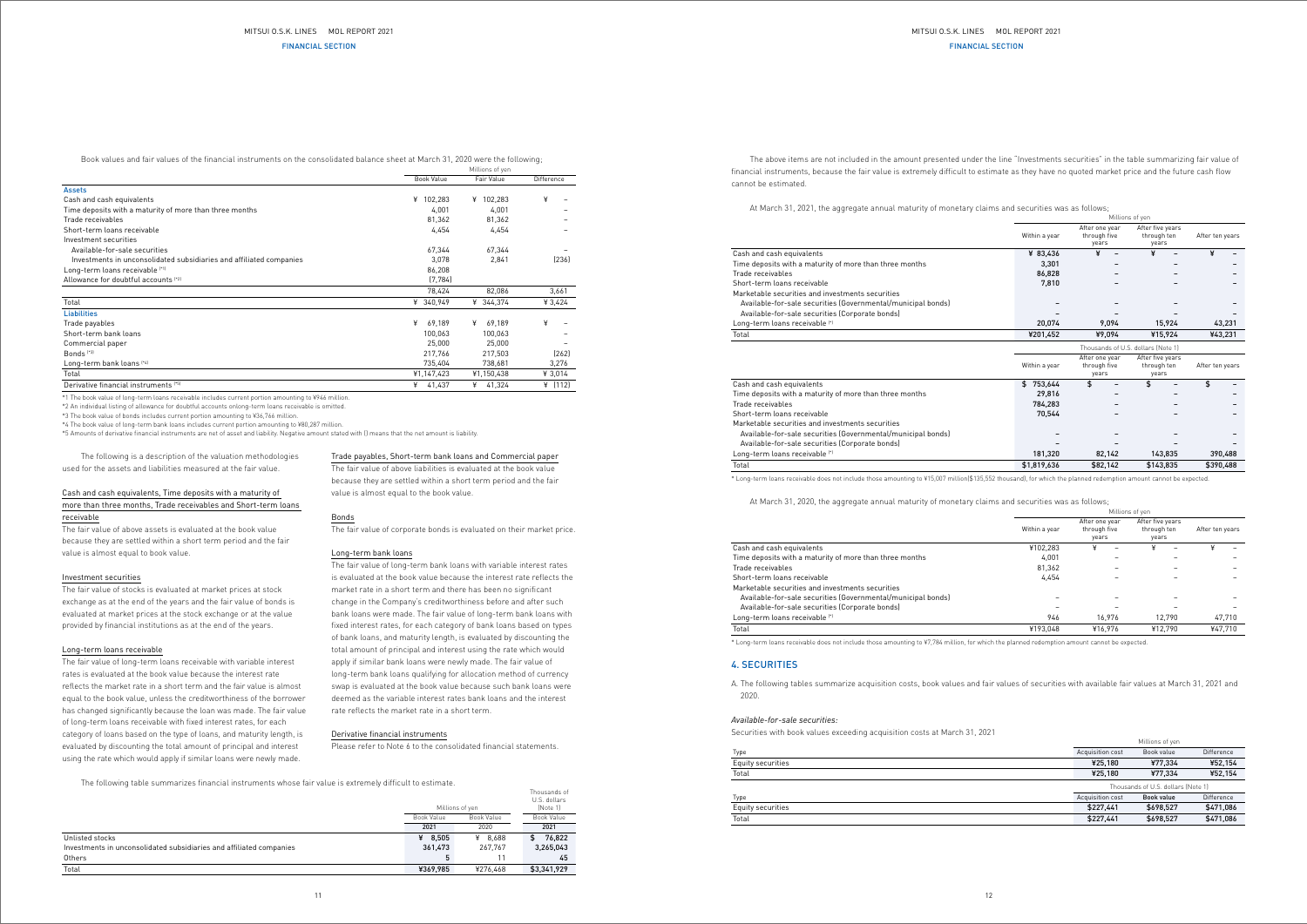Book values and fair values of the financial instruments on the consolidated balance sheet at March 31, 2020 were the following;

| | Millions of yen | | |
|---|---|---|---|
| | Book Value | Fair Value | Difference |
| **Assets** | | | |
| Cash and cash equivalents | ¥ 102,283 | ¥ 102,283 | ¥ – |
| Time deposits with a maturity of more than three months | 4,001 | 4,001 | – |
| Trade receivables | 81,362 | 81,362 | – |
| Short-term loans receivable | 4,454 | 4,454 | – |
| Investment securities | | | |
| Available-for-sale securities | 67,344 | 67,344 | – |
| Investments in unconsolidated subsidiaries and affiliated companies | 3,078 | 2,841 | (236) |
| Long-term loans receivable (*1) | 86,208 | | |
| Allowance for doubtful accounts (*2) | (7,784) | | |
| | 78,424 | 82,086 | 3,661 |
| Total | ¥ 340,949 | ¥ 344,374 | ¥ 3,424 |
| **Liabilities** | | | |
| Trade payables | ¥ 69,189 | ¥ 69,189 | ¥ – |
| Short-term bank loans | 100,063 | 100,063 | – |
| Commercial paper | 25,000 | 25,000 | – |
| Bonds (*3) | 217,766 | 217,503 | (262) |
| Long-term bank loans (*4) | 735,404 | 738,681 | 3,276 |
| Total | ¥1,147,423 | ¥1,150,438 | ¥ 3,014 |
| Derivative financial instruments (*5) | ¥ 41,437 | ¥ 41,324 | ¥ (112) |

*1 The book value of long-term loans receivable includes current portion amounting to ¥946 million.

*2 An individual listing of allowance for doubtful accounts onlong-term loans receivable is omitted.

*3 The book value of bonds includes current portion amounting to ¥36,766 million.

*4 The book value of long-term bank loans includes current portion amounting to ¥80,287 million.

*5 Amounts of derivative financial instruments are net of asset and liability. Negative amount stated with () means that the net amount is liability.

The following is a description of the valuation methodologies used for the assets and liabilities measured at the fair value.

Cash and cash equivalents, Time deposits with a maturity of more than three months, Trade receivables and Short-term loans receivable

The fair value of above assets is evaluated at the book value because they are settled within a short term period and the fair value is almost equal to book value.

Investment securities

The fair value of stocks is evaluated at market prices at stock exchange as at the end of the years and the fair value of bonds is evaluated at market prices at the stock exchange or at the value provided by financial institutions as at the end of the years.

Long-term loans receivable

The fair value of long-term loans receivable with variable interest rates is evaluated at the book value because the interest rate reflects the market rate in a short term and the fair value is almost equal to the book value, unless the creditworthiness of the borrower has changed significantly because the loan was made. The fair value of long-term loans receivable with fixed interest rates, for each category of loans based on the type of loans, and maturity length, is evaluated by discounting the total amount of principal and interest using the rate which would apply if similar loans were newly made.

Trade payables, Short-term bank loans and Commercial paper

The fair value of above liabilities is evaluated at the book value because they are settled within a short term period and the fair value is almost equal to the book value.

Bonds

The fair value of corporate bonds is evaluated on their market price.

Long-term bank loans

The fair value of long-term bank loans with variable interest rates is evaluated at the book value because the interest rate reflects the market rate in a short term and there has been no significant change in the Company's creditworthiness before and after such bank loans were made. The fair value of long-term bank loans with fixed interest rates, for each category of bank loans based on types of bank loans, and maturity length, is evaluated by discounting the total amount of principal and interest using the rate which would apply if similar bank loans were newly made. The fair value of long-term bank loans qualifying for allocation method of currency swap is evaluated at the book value because such bank loans were deemed as the variable interest rates bank loans and the interest rate reflects the market rate in a short term.

Derivative financial instruments

Please refer to Note 6 to the consolidated financial statements.

The following table summarizes financial instruments whose fair value is extremely difficult to estimate.

| | Millions of yen | | Thousands of U.S. dollars (Note 1) |
|---|---|---|---|
| | Book Value | Book Value | Book Value |
| | 2021 | 2020 | 2021 |
| Unlisted stocks | ¥ 8,505 | ¥ 8,688 | $ 76,822 |
| Investments in unconsolidated subsidiaries and affiliated companies | 361,473 | 267,767 | 3,265,043 |
| Others | 5 | 11 | 45 |
| Total | ¥369,985 | ¥276,468 | $3,341,929 |

The above items are not included in the amount presented under the line "Investments securities" in the table summarizing fair value of financial instruments, because the fair value is extremely difficult to estimate as they have no quoted market price and the future cash flow cannot be estimated.

At March 31, 2021, the aggregate annual maturity of monetary claims and securities was as follows;

| | Millions of yen | | | |
|---|---|---|---|---|
| | Within a year | After one year through five years | After five years through ten years | After ten years |
| Cash and cash equivalents | ¥ 83,436 | ¥ – | ¥ – | ¥ – |
| Time deposits with a maturity of more than three months | 3,301 | – | – | – |
| Trade receivables | 86,828 | – | – | – |
| Short-term loans receivable | 7,810 | – | – | – |
| Marketable securities and investments securities | | | | |
| Available-for-sale securities (Governmental/municipal bonds) | – | – | – | – |
| Available-for-sale securities (Corporate bonds) | – | – | – | – |
| Long-term loans receivable (*) | 20,074 | 9,094 | 15,924 | 43,231 |
| Total | ¥201,452 | ¥9,094 | ¥15,924 | ¥43,231 |

| | Thousands of U.S. dollars (Note 1) | | | |
|---|---|---|---|---|
| | Within a year | After one year through five years | After five years through ten years | After ten years |
| Cash and cash equivalents | $ 753,644 | $ – | $ – | $ – |
| Time deposits with a maturity of more than three months | 29,816 | – | – | – |
| Trade receivables | 784,283 | – | – | – |
| Short-term loans receivable | 70,544 | – | – | – |
| Marketable securities and investments securities | | | | |
| Available-for-sale securities (Governmental/municipal bonds) | – | – | – | – |
| Available-for-sale securities (Corporate bonds) | – | – | – | – |
| Long-term loans receivable (*) | 181,320 | 82,142 | 143,835 | 390,488 |
| Total | $1,819,636 | $82,142 | $143,835 | $390,488 |

* Long-term loans receivable does not include those amounting to ¥15,007 million($135,552 thousand), for which the planned redemption amount cannot be expected.

At March 31, 2020, the aggregate annual maturity of monetary claims and securities was as follows;

| | Millions of yen | | | |
|---|---|---|---|---|
| | Within a year | After one year through five years | After five years through ten years | After ten years |
| Cash and cash equivalents | ¥102,283 | ¥ – | ¥ – | ¥ – |
| Time deposits with a maturity of more than three months | 4,001 | – | – | – |
| Trade receivables | 81,362 | – | – | – |
| Short-term loans receivable | 4,454 | – | – | – |
| Marketable securities and investments securities | | | | |
| Available-for-sale securities (Governmental/municipal bonds) | – | – | – | – |
| Available-for-sale securities (Corporate bonds) | – | – | – | – |
| Long-term loans receivable (*) | 946 | 16,976 | 12,790 | 47,710 |
| Total | ¥193,048 | ¥16,976 | ¥12,790 | ¥47,710 |

* Long-term loans receivable does not include those amounting to ¥7,784 million, for which the planned redemption amount cannot be expected.

## 4. SECURITIES

A. The following tables summarize acquisition costs, book values and fair values of securities with available fair values at March 31, 2021 and 2020.

*Available-for-sale securities:*

Securities with book values exceeding acquisition costs at March 31, 2021

| | Millions of yen | | |
|---|---|---|---|
| Type | Acquisition cost | Book value | Difference |
| Equity securities | ¥25,180 | ¥77,334 | ¥52,154 |
| Total | ¥25,180 | ¥77,334 | ¥52,154 |

| | Thousands of U.S. dollars (Note 1) | | |
|---|---|---|---|
| Type | Acquisition cost | Book value | Difference |
| Equity securities | $227,441 | $698,527 | $471,086 |
| Total | $227,441 | $698,527 | $471,086 |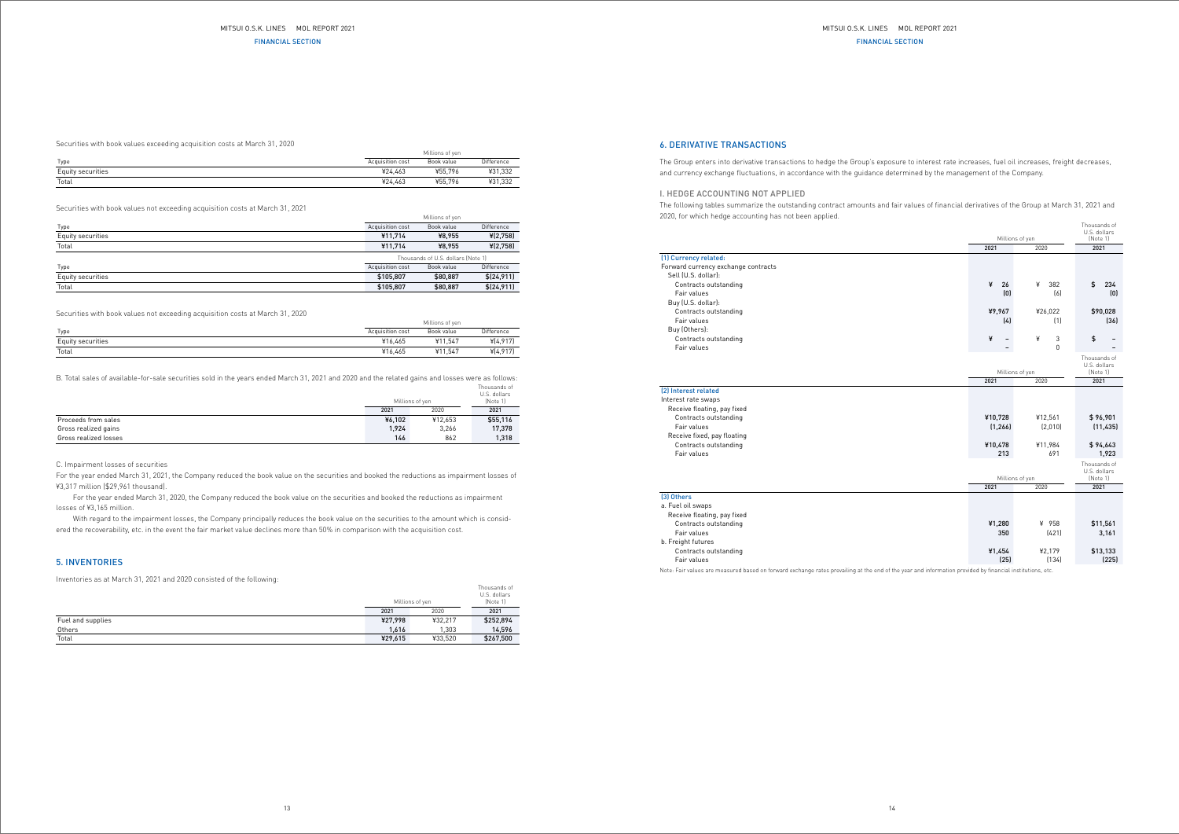Securities with book values exceeding acquisition costs at March 31, 2020

| | Millions of yen | | |
|---|---|---|---|
| Type | Acquisition cost | Book value | Difference |
| Equity securities | ¥24,463 | ¥55,796 | ¥31,332 |
| Total | ¥24,463 | ¥55,796 | ¥31,332 |

Securities with book values not exceeding acquisition costs at March 31, 2021

| | Millions of yen | | |
|---|---|---|---|
| Type | Acquisition cost | Book value | Difference |
| Equity securities | ¥11,714 | ¥8,955 | ¥(2,758) |
| Total | ¥11,714 | ¥8,955 | ¥(2,758) |
| | Thousands of U.S. dollars (Note 1) | | |
| Type | Acquisition cost | Book value | Difference |
| Equity securities | $105,807 | $80,887 | $(24,911) |
| Total | $105,807 | $80,887 | $(24,911) |

Securities with book values not exceeding acquisition costs at March 31, 2020

| | Millions of yen | | |
|---|---|---|---|
| Type | Acquisition cost | Book value | Difference |
| Equity securities | ¥16,465 | ¥11,547 | ¥(4,917) |
| Total | ¥16,465 | ¥11,547 | ¥(4,917) |

B. Total sales of available-for-sale securities sold in the years ended March 31, 2021 and 2020 and the related gains and losses were as follows:

| | Millions of yen | | Thousands of U.S. dollars (Note 1) |
|---|---|---|---|
| | 2021 | 2020 | 2021 |
| Proceeds from sales | ¥6,102 | ¥12,653 | $55,116 |
| Gross realized gains | 1,924 | 3,266 | 17,378 |
| Gross realized losses | 146 | 862 | 1,318 |

C. Impairment losses of securities

For the year ended March 31, 2021, the Company reduced the book value on the securities and booked the reductions as impairment losses of ¥3,317 million ($29,961 thousand).

For the year ended March 31, 2020, the Company reduced the book value on the securities and booked the reductions as impairment losses of ¥3,165 million.

With regard to the impairment losses, the Company principally reduces the book value on the securities to the amount which is considered the recoverability, etc. in the event the fair market value declines more than 50% in comparison with the acquisition cost.

## 5. INVENTORIES

Inventories as at March 31, 2021 and 2020 consisted of the following:

| | Millions of yen | | Thousands of U.S. dollars (Note 1) |
|---|---|---|---|
| | 2021 | 2020 | 2021 |
| Fuel and supplies | ¥27,998 | ¥32,217 | $252,894 |
| Others | 1,616 | 1,303 | 14,596 |
| Total | ¥29,615 | ¥33,520 | $267,500 |

## 6. DERIVATIVE TRANSACTIONS

The Group enters into derivative transactions to hedge the Group's exposure to interest rate increases, fuel oil increases, freight decreases, and currency exchange fluctuations, in accordance with the guidance determined by the management of the Company.

### I. HEDGE ACCOUNTING NOT APPLIED

The following tables summarize the outstanding contract amounts and fair values of financial derivatives of the Group at March 31, 2021 and 2020, for which hedge accounting has not been applied.

| | Millions of yen | | Thousands of U.S. dollars (Note 1) |
|---|---|---|---|
| | 2021 | 2020 | 2021 |
| **(1) Currency related:** | | | |
| Forward currency exchange contracts | | | |
| Sell (U.S. dollar): | | | |
| Contracts outstanding | ¥ 26 | ¥ 382 | $ 234 |
| Fair values | (0) | (6) | (0) |
| Buy (U.S. dollar): | | | |
| Contracts outstanding | ¥9,967 | ¥26,022 | $90,028 |
| Fair values | (4) | (1) | (36) |
| Buy (Others): | | | |
| Contracts outstanding | ¥ – | ¥ 3 | $ – |
| Fair values | – | 0 | – |

| | Millions of yen | | Thousands of U.S. dollars (Note 1) |
|---|---|---|---|
| | 2021 | 2020 | 2021 |
| **(2) Interest related** | | | |
| Interest rate swaps | | | |
| Receive floating, pay fixed | | | |
| Contracts outstanding | ¥10,728 | ¥12,561 | $ 96,901 |
| Fair values | (1,266) | (2,010) | (11,435) |
| Receive fixed, pay floating | | | |
| Contracts outstanding | ¥10,478 | ¥11,984 | $ 94,643 |
| Fair values | 213 | 691 | 1,923 |

| | Millions of yen | | Thousands of U.S. dollars (Note 1) |
|---|---|---|---|
| | 2021 | 2020 | 2021 |
| **(3) Others** | | | |
| a. Fuel oil swaps | | | |
| Receive floating, pay fixed | | | |
| Contracts outstanding | ¥1,280 | ¥ 958 | $11,561 |
| Fair values | 350 | (421) | 3,161 |
| b. Freight futures | | | |
| Contracts outstanding | ¥1,454 | ¥2,179 | $13,133 |
| Fair values | (25) | (134) | (225) |

Note: Fair values are measured based on forward exchange rates prevailing at the end of the year and information provided by financial institutions, etc.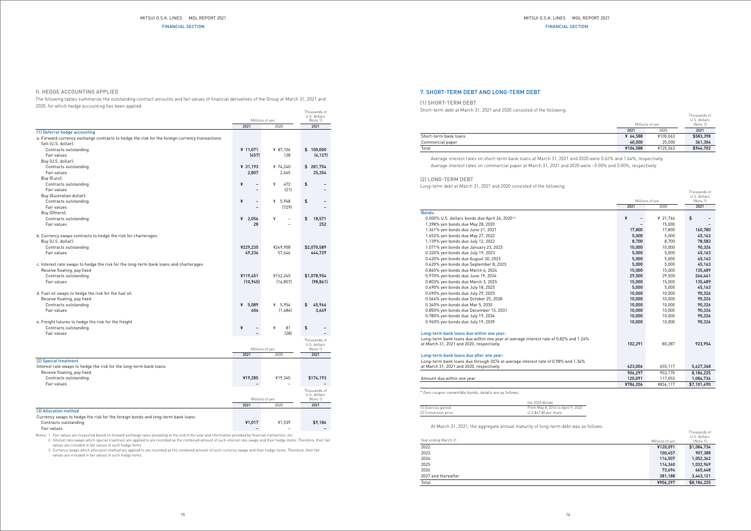## II. HEDGE ACCOUNTING APPLIED

The following tables summarize the outstanding contract amounts and fair values of financial derivatives of the Group at March 31, 2021 and 2020, for which hedge accounting has been applied.

| | Millions of yen | | Thousands of U.S. dollars (Note 1) |
|---|---|---|---|
| | 2021 | 2020 | 2021 |
| **(1) Deferral hedge accounting** | | | |
| a. Forward currency exchange contracts to hedge the risk for the foreign currency transactions | | | |
| Sell (U.S. dollar): | | | |
| Contracts outstanding | ¥ 11,071 | ¥ 87,106 | $ 100,000 |
| Fair values | (457) | 128 | (4,127) |
| Buy (U.S. dollar): | | | |
| Contracts outstanding | ¥ 31,193 | ¥ 74,240 | $ 281,754 |
| Fair values | 2,807 | 2,665 | 25,354 |
| Buy (Euro): | | | |
| Contracts outstanding | ¥ – | ¥ 472 | $ – |
| Fair values | – | (21) | – |
| Buy (Australian dollar): | | | |
| Contracts outstanding | ¥ – | ¥ 5,948 | $ – |
| Fair values | – | (729) | – |
| Buy (Others): | | | |
| Contracts outstanding | ¥ 2,056 | ¥ – | $ 18,571 |
| Fair values | 28 | – | 252 |
| b. Currency swaps contracts to hedge the risk for charterages | | | |
| Buy (U.S. dollar): | | | |
| Contracts outstanding | ¥229,235 | ¥249,908 | $2,070,589 |
| Fair values | 49,236 | 57,646 | 444,729 |
| c. Interest rate swaps to hedge the risk for the long-term bank loans and charterages | | | |
| Receive floating, pay fixed | | | |
| Contracts outstanding | ¥119,451 | ¥152,245 | $1,078,954 |
| Fair values | (10,945) | (14,857) | (98,861) |
| d. Fuel oil swaps to hedge the risk for the fuel oil | | | |
| Receive floating, pay fixed | | | |
| Contracts outstanding | ¥ 5,089 | ¥ 5,954 | $ 45,966 |
| Fair values | 404 | (1,484) | 3,649 |
| e. Freight futures to hedge the risk for the freight | | | |
| Contracts outstanding | ¥ – | ¥ 81 | $ – |
| Fair values | – | (28) | – |

| | Millions of yen | | Thousands of U.S. dollars (Note 1) |
|---|---|---|---|
| | 2021 | 2020 | 2021 |
| **(2) Special treatment** | | | |
| Interest rate swaps to hedge the risk for the long-term bank loans | | | |
| Receive floating, pay fixed | | | |
| Contracts outstanding | ¥19,285 | ¥19,345 | $174,193 |
| Fair values | – | – | – |

| | Millions of yen | | Thousands of U.S. dollars (Note 1) |
|---|---|---|---|
| | 2021 | 2020 | 2021 |
| **(3) Allocation method** | | | |
| Currency swaps to hedge the risk for the foreign bonds and long-term bank loans | | | |
| Contracts outstanding | ¥1,017 | ¥1,539 | $9,186 |
| Fair values | – | – | – |

Notes: 1. Fair values are measured based on forward exchange rates prevailing at the end of the year and information provided by financial institutions, etc.
2. Interest rate swaps which special treatment are applied to are recorded as the combined amount of such interest rate swaps and their hedge items. Therefore, their fair values are included in fair values of such hedge items.
3. Currency swaps which allocation method are applied to are recorded as the combined amount of such currency swaps and their hedge items. Therefore, their fair values are included in fair values of such hedge items.

## 7. SHORT-TERM DEBT AND LONG-TERM DEBT

### (1) SHORT-TERM DEBT

Short-term debt at March 31, 2021 and 2020 consisted of the following:

| | Millions of yen | | Thousands of U.S. dollars (Note 1) |
|---|---|---|---|
| | 2021 | 2020 | 2021 |
| Short-term bank loans | ¥ 64,588 | ¥100,063 | $583,398 |
| Commercial paper | 40,000 | 25,000 | 361,304 |
| Total | ¥104,588 | ¥125,063 | $944,702 |

Average interest rates on short-term bank loans at March 31, 2021 and 2020 were 0.62% and 1.64%, respectively.

Average interest rates on commercial paper at March 31, 2021 and 2020 were −0.00% and 0.00%, respectively.

### (2) LONG-TERM DEBT

Long-term debt at March 31, 2021 and 2020 consisted of the following:

| | Millions of yen | | Thousands of U.S. dollars (Note 1) |
|---|---|---|---|
| | 2021 | 2020 | 2021 |
| **Bonds:** | | | |
| 0.000% U.S. dollars bonds due April 24, 2020 (*) | ¥ – | ¥ 21,766 | $ – |
| 1.398% yen bonds due May 28, 2020 | – | 15,000 | – |
| 1.361% yen bonds due June 21, 2021 | 17,800 | 17,800 | 160,780 |
| 1.652% yen bonds due May 27, 2022 | 5,000 | 5,000 | 45,163 |
| 1.139% yen bonds due July 12, 2022 | 8,700 | 8,700 | 78,583 |
| 1.071% yen bonds due January 23, 2023 | 10,000 | 10,000 | 90,326 |
| 0.320% yen bonds due July 19, 2023 | 5,000 | 5,000 | 45,163 |
| 0.420% yen bonds due August 30, 2023 | 5,000 | 5,000 | 45,163 |
| 0.420% yen bonds due September 8, 2023 | 5,000 | 5,000 | 45,163 |
| 0.845% yen bonds due March 4, 2024 | 15,000 | 15,000 | 135,489 |
| 0.970% yen bonds due June 19, 2024 | 29,500 | 29,500 | 266,461 |
| 0.803% yen bonds due March 3, 2025 | 15,000 | 15,000 | 135,489 |
| 0.490% yen bonds due July 18, 2025 | 5,000 | 5,000 | 45,163 |
| 0.490% yen bonds due July 29, 2025 | 10,000 | 10,000 | 90,326 |
| 0.564% yen bonds due October 25, 2028 | 10,000 | 10,000 | 90,326 |
| 0.340% yen bonds due Mar 5, 2030 | 10,000 | 10,000 | 90,326 |
| 0.850% yen bonds due December 15, 2031 | 10,000 | 10,000 | 90,326 |
| 0.780% yen bonds due July 19, 2034 | 10,000 | 10,000 | 90,326 |
| 0.960% yen bonds due July 19, 2039 | 10,000 | 10,000 | 90,326 |
| **Long-term bank loans due within one year:** | | | |
| Long-term bank loans due within one year at average interest rate of 0.82% and 1.24% at March 31, 2021 and 2020, respectively. | 102,291 | 80,287 | 923,954 |
| **Long-term bank loans due after one year:** | | | |
| Long-term bank loans due through 2076 at average interest rate of 0.98% and 1.34% at March 31, 2021 and 2020, respectively. | 623,006 | 655,117 | 5,627,368 |
| | 906,297 | 953,170 | 8,186,225 |
| Amount due within one year | 120,091 | 117,053 | 1,084,734 |
| | ¥786,206 | ¥836,117 | $7,101,490 |

* Zero coupon convertible bonds, details are as follows.

| | the 2020 Bonds |
|---|---|
| (1) Exercise period | From May 8, 2014 to April 9, 2020 |
| (2) Conversion price | U.S.$47.80 per share |

At March 31, 2021, the aggregate annual maturity of long-term debt was as follows:

| Year ending March 31 | Millions of yen | Thousands of U.S. dollars (Note 1) |
|---|---|---|
| 2022 | ¥120,091 | $1,084,734 |
| 2023 | 100,457 | 907,388 |
| 2024 | 116,507 | 1,052,362 |
| 2025 | 114,360 | 1,032,969 |
| 2026 | 73,694 | 665,648 |
| 2027 and thereafter | 381,188 | 3,443,121 |
| Total | ¥906,297 | $8,186,225 |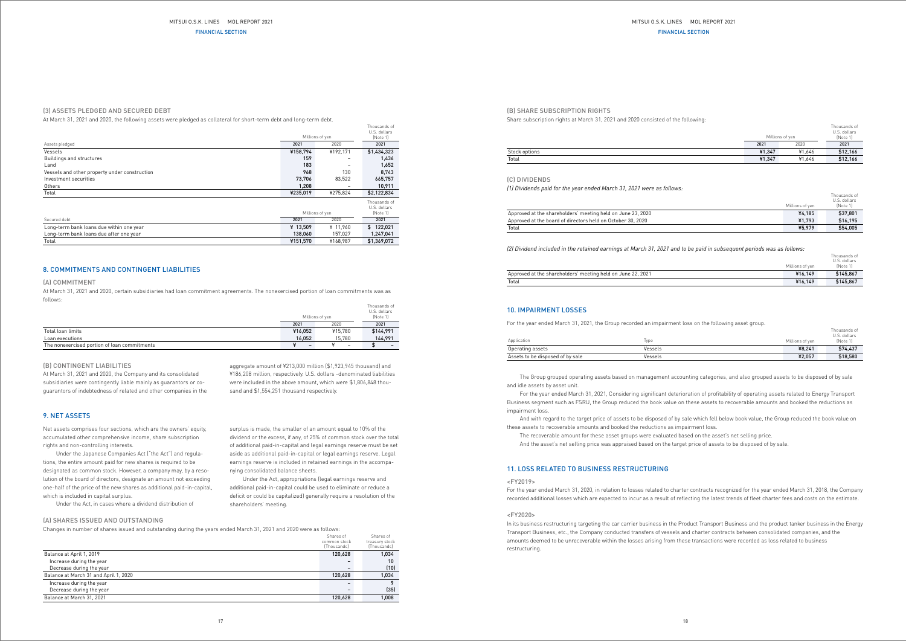### (3) ASSETS PLEDGED AND SECURED DEBT

At March 31, 2021 and 2020, the following assets were pledged as collateral for short-term debt and long-term debt.

| Assets pledged | Millions of yen 2021 | Millions of yen 2020 | Thousands of U.S. dollars (Note 1) 2021 |
|---|---|---|---|
| Vessels | ¥158,794 | ¥192,171 | $1,434,323 |
| Buildings and structures | 159 | – | 1,436 |
| Land | 183 | – | 1,652 |
| Vessels and other property under construction | 968 | 130 | 8,743 |
| Investment securities | 73,706 | 83,522 | 665,757 |
| Others | 1,208 | – | 10,911 |
| Total | ¥235,019 | ¥275,824 | $2,122,834 |

| Secured debt | Millions of yen 2021 | Millions of yen 2020 | Thousands of U.S. dollars (Note 1) 2021 |
|---|---|---|---|
| Long-term bank loans due within one year | ¥ 13,509 | ¥ 11,960 | $ 122,021 |
| Long-term bank loans due after one year | 138,060 | 157,027 | 1,247,041 |
| Total | ¥151,570 | ¥168,987 | $1,369,072 |

## 8. COMMITMENTS AND CONTINGENT LIABILITIES

### (A) COMMITMENT

At March 31, 2021 and 2020, certain subsidiaries had loan commitment agreements. The nonexercised portion of loan commitments was as follows:

| | Millions of yen 2021 | Millions of yen 2020 | Thousands of U.S. dollars (Note 1) 2021 |
|---|---|---|---|
| Total loan limits | ¥16,052 | ¥15,780 | $144,991 |
| Loan executions | 16,052 | 15,780 | 144,991 |
| The nonexercised portion of loan commitments | ¥ – | ¥ – | $ – |

### (B) CONTINGENT LIABILITIES

At March 31, 2021 and 2020, the Company and its consolidated subsidiaries were contingently liable mainly as guarantors or co-guarantors of indebtedness of related and other companies in the aggregate amount of ¥213,000 million ($1,923,945 thousand) and ¥186,208 million, respectively. U.S. dollars -denominated liabilities were included in the above amount, which were $1,806,848 thousand and $1,554,251 thousand respectively.

## 9. NET ASSETS

Net assets comprises four sections, which are the owners' equity, accumulated other comprehensive income, share subscription rights and non-controlling interests.

Under the Japanese Companies Act ("the Act") and regulations, the entire amount paid for new shares is required to be designated as common stock. However, a company may, by a resolution of the board of directors, designate an amount not exceeding one-half of the price of the new shares as additional paid-in-capital, which is included in capital surplus.

Under the Act, in cases where a dividend distribution of surplus is made, the smaller of an amount equal to 10% of the dividend or the excess, if any, of 25% of common stock over the total of additional paid-in-capital and legal earnings reserve must be set aside as additional paid-in-capital or legal earnings reserve. Legal earnings reserve is included in retained earnings in the accompanying consolidated balance sheets.

Under the Act, appropriations (legal earnings reserve and additional paid-in-capital could be used to eliminate or reduce a deficit or could be capitalized) generally require a resolution of the shareholders' meeting.

### (A) SHARES ISSUED AND OUTSTANDING

Changes in number of shares issued and outstanding during the years ended March 31, 2021 and 2020 were as follows:

| | Shares of common stock (Thousands) | Shares of treasury stock (Thousands) |
|---|---|---|
| Balance at April 1, 2019 | 120,628 | 1,034 |
| Increase during the year | – | 10 |
| Decrease during the year | – | (10) |
| Balance at March 31 and April 1, 2020 | 120,628 | 1,034 |
| Increase during the year | – | 9 |
| Decrease during the year | – | (35) |
| Balance at March 31, 2021 | 120,628 | 1,008 |

### (B) SHARE SUBSCRIPTION RIGHTS

Share subscription rights at March 31, 2021 and 2020 consisted of the following:

| | Millions of yen 2021 | Millions of yen 2020 | Thousands of U.S. dollars (Note 1) 2021 |
|---|---|---|---|
| Stock options | ¥1,347 | ¥1,646 | $12,166 |
| Total | ¥1,347 | ¥1,646 | $12,166 |

### (C) DIVIDENDS

*(1) Dividends paid for the year ended March 31, 2021 were as follows:*

| | Millions of yen | Thousands of U.S. dollars (Note 1) |
|---|---|---|
| Approved at the shareholders' meeting held on June 23, 2020 | ¥4,185 | $37,801 |
| Approved at the board of directors held on October 30, 2020 | ¥1,793 | $16,195 |
| Total | ¥5,979 | $54,005 |

*(2) Dividend included in the retained earnings at March 31, 2021 and to be paid in subsequent periods was as follows:*

| | Millions of yen | Thousands of U.S. dollars (Note 1) |
|---|---|---|
| Approved at the shareholders' meeting held on June 22, 2021 | ¥16,149 | $145,867 |
| Total | ¥16,149 | $145,867 |

## 10. IMPAIRMENT LOSSES

For the year ended March 31, 2021, the Group recorded an impairment loss on the following asset group.

| Application | Type | Millions of yen | Thousands of U.S. dollars (Note 1) |
|---|---|---|---|
| Operating assets | Vessels | ¥8,241 | $74,437 |
| Assets to be disposed of by sale | Vessels | ¥2,057 | $18,580 |

The Group grouped operating assets based on management accounting categories, and also grouped assets to be disposed of by sale and idle assets by asset unit.

For the year ended March 31, 2021, Considering significant deterioration of profitability of operating assets related to Energy Transport Business segment such as FSRU, the Group reduced the book value on these assets to recoverable amounts and booked the reductions as impairment loss.

And with regard to the target price of assets to be disposed of by sale which fell below book value, the Group reduced the book value on these assets to recoverable amounts and booked the reductions as impairment loss.

The recoverable amount for these asset groups were evaluated based on the asset's net selling price.

And the asset's net selling price was appraised based on the target price of assets to be disposed of by sale.

## 11. LOSS RELATED TO BUSINESS RESTRUCTURING

<FY2019>

For the year ended March 31, 2020, in relation to losses related to charter contracts recognized for the year ended March 31, 2018, the Company recorded additional losses which are expected to incur as a result of reflecting the latest trends of fleet charter fees and costs on the estimate.

<FY2020>

In its business restructuring targeting the car carrier business in the Product Transport Business and the product tanker business in the Energy Transport Business, etc., the Company conducted transfers of vessels and charter contracts between consolidated companies, and the amounts deemed to be unrecoverable within the losses arising from these transactions were recorded as loss related to business restructuring.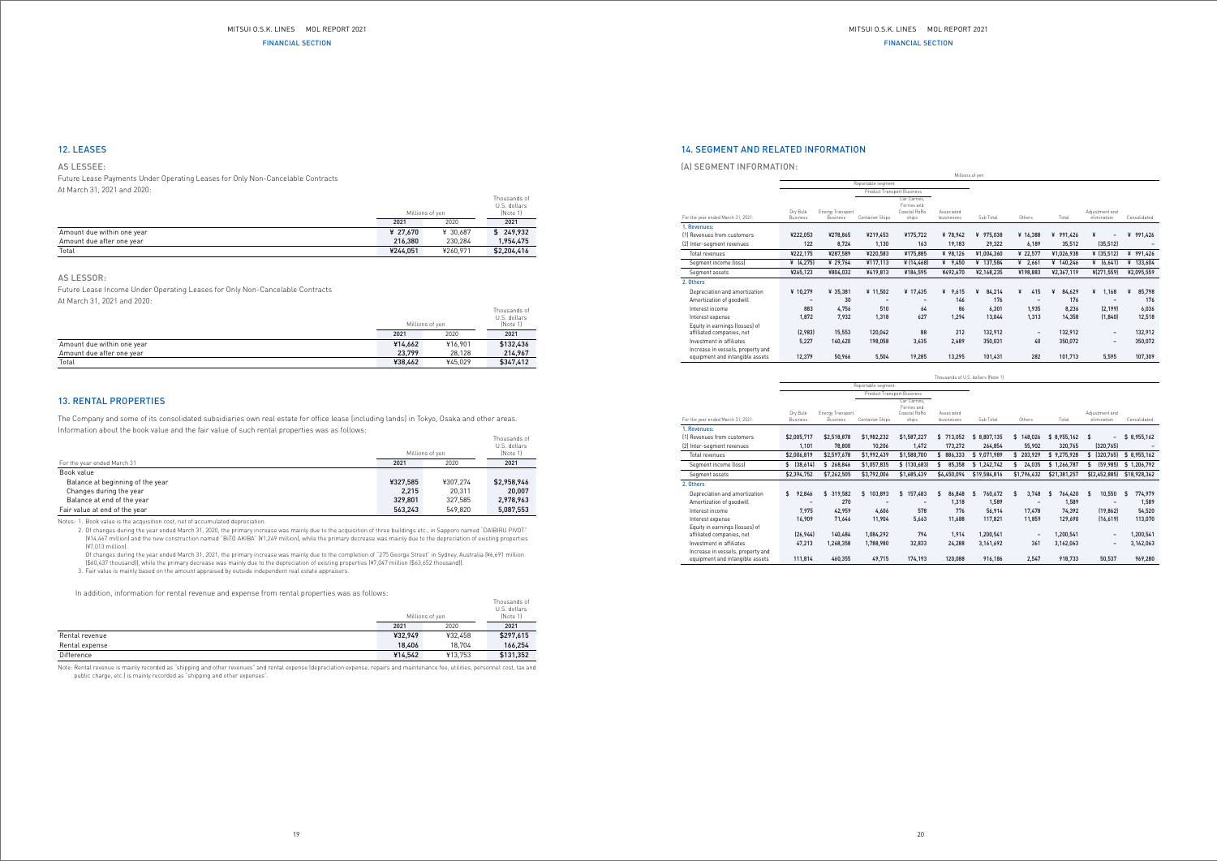## 12. LEASES

### AS LESSEE:

Future Lease Payments Under Operating Leases for Only Non-Cancelable Contracts

At March 31, 2021 and 2020:

| | Millions of yen | | Thousands of U.S. dollars (Note 1) |
|---|---|---|---|
| | 2021 | 2020 | 2021 |
| Amount due within one year | ¥ 27,670 | ¥ 30,687 | $ 249,932 |
| Amount due after one year | 216,380 | 230,284 | 1,954,475 |
| Total | ¥244,051 | ¥260,971 | $2,204,416 |

### AS LESSOR:

Future Lease Income Under Operating Leases for Only Non-Cancelable Contracts

At March 31, 2021 and 2020:

| | Millions of yen | | Thousands of U.S. dollars (Note 1) |
|---|---|---|---|
| | 2021 | 2020 | 2021 |
| Amount due within one year | ¥14,662 | ¥16,901 | $132,436 |
| Amount due after one year | 23,799 | 28,128 | 214,967 |
| Total | ¥38,462 | ¥45,029 | $347,412 |

## 13. RENTAL PROPERTIES

The Company and some of its consolidated subsidiaries own real estate for office lease (including lands) in Tokyo, Osaka and other areas. Information about the book value and the fair value of such rental properties was as follows:

| For the year ended March 31 | Millions of yen | | Thousands of U.S. dollars (Note 1) |
|---|---|---|---|
| | 2021 | 2020 | 2021 |
| Book value | | | |
| Balance at beginning of the year | ¥327,585 | ¥307,274 | $2,958,946 |
| Changes during the year | 2,215 | 20,311 | 20,007 |
| Balance at end of the year | 329,801 | 327,585 | 2,978,963 |
| Fair value at end of the year | 563,243 | 549,820 | 5,087,553 |

Notes: 1. Book value is the acquisition cost, net of accumulated depreciation.

2. Of changes during the year ended March 31, 2020, the primary increase was mainly due to the acquisition of three buildings etc., in Sapporo named "DAIBIRU PIVOT" (¥14,467 million) and the new construction named "BiTO AKIBA" (¥1,249 million), while the primary decrease was mainly due to the depreciation of existing properties (¥7,013 million).

Of changes during the year ended March 31, 2021, the primary increase was mainly due to the completion of "275 George Street" in Sydney, Australia (¥6,691 million ($60,437 thousand)), while the primary decrease was mainly due to the depreciation of existing properties (¥7,047 million ($63,652 thousand)).

3. Fair value is mainly based on the amount appraised by outside independent real estate appraisers.

In addition, information for rental revenue and expense from rental properties was as follows:

| | Millions of yen | | Thousands of U.S. dollars (Note 1) |
|---|---|---|---|
| | 2021 | 2020 | 2021 |
| Rental revenue | ¥32,949 | ¥32,458 | $297,615 |
| Rental expense | 18,406 | 18,704 | 166,254 |
| Difference | ¥14,542 | ¥13,753 | $131,352 |

Note: Rental revenue is mainly recorded as "shipping and other revenues" and rental expense (depreciation expense, repairs and maintenance fee, utilities, personnel cost, tax and public charge, etc.) is mainly recorded as "shipping and other expenses".

## 14. SEGMENT AND RELATED INFORMATION

### (A) SEGMENT INFORMATION:

Millions of yen

| For the year ended March 31, 2021: | Reportable segment | | | | | | | | | |
|---|---|---|---|---|---|---|---|---|---|---|
| | | | Product Transport Business | | | | | | | |
| | Dry Bulk Business | Energy Transport Business | Container Ships | Car Carriers, Ferries and Coastal RoRo ships | Associated businesses | Sub Total | Others | Total | Adjustment and elimination | Consolidated |
| 1. Revenues: | | | | | | | | | | |
| (1) Revenues from customers | ¥222,053 | ¥278,865 | ¥219,453 | ¥175,722 | ¥ 78,942 | ¥ 975,038 | ¥ 16,388 | ¥ 991,426 | ¥ – | ¥ 991,426 |
| (2) Inter-segment revenues | 122 | 8,724 | 1,130 | 163 | 19,183 | 29,322 | 6,189 | 35,512 | (35,512) | – |
| Total revenues | ¥222,175 | ¥287,589 | ¥220,583 | ¥175,885 | ¥ 98,126 | ¥1,004,360 | ¥ 22,577 | ¥1,026,938 | ¥ (35,512) | ¥ 991,426 |
| Segment income (loss) | ¥ (4,275) | ¥ 29,764 | ¥117,113 | ¥ (14,468) | ¥ 9,450 | ¥ 137,584 | ¥ 2,661 | ¥ 140,246 | ¥ (6,641) | ¥ 133,604 |
| Segment assets | ¥265,123 | ¥804,032 | ¥419,813 | ¥186,595 | ¥492,670 | ¥2,168,235 | ¥198,883 | ¥2,367,119 | ¥(271,559) | ¥2,095,559 |
| 2. Others | | | | | | | | | | |
| Depreciation and amortization | ¥ 10,279 | ¥ 35,381 | ¥ 11,502 | ¥ 17,435 | ¥ 9,615 | ¥ 84,214 | ¥ 415 | ¥ 84,629 | ¥ 1,168 | ¥ 85,798 |
| Amortization of goodwill | – | 30 | – | – | 146 | 176 | – | 176 | – | 176 |
| Interest income | 883 | 4,756 | 510 | 64 | 86 | 6,301 | 1,935 | 8,236 | (2,199) | 6,036 |
| Interest expense | 1,872 | 7,932 | 1,318 | 627 | 1,294 | 13,044 | 1,313 | 14,358 | (1,840) | 12,518 |
| Equity in earnings (losses) of affiliated companies, net | (2,983) | 15,553 | 120,042 | 88 | 212 | 132,912 | – | 132,912 | – | 132,912 |
| Investment in affiliates | 5,227 | 140,420 | 198,058 | 3,635 | 2,689 | 350,031 | 40 | 350,072 | – | 350,072 |
| Increase in vessels, property and equipment and intangible assets | 12,379 | 50,966 | 5,504 | 19,285 | 13,295 | 101,431 | 282 | 101,713 | 5,595 | 107,309 |

Thousands of U.S. dollars (Note 1)

| For the year ended March 31, 2021: | Reportable segment | | | | | | | | | |
|---|---|---|---|---|---|---|---|---|---|---|
| | | | Product Transport Business | | | | | | | |
| | Dry Bulk Business | Energy Transport Business | Container Ships | Car Carriers, Ferries and Coastal RoRo ships | Associated businesses | Sub Total | Others | Total | Adjustment and elimination | Consolidated |
| 1. Revenues: | | | | | | | | | | |
| (1) Revenues from customers | $2,005,717 | $2,518,878 | $1,982,232 | $1,587,227 | $ 713,052 | $ 8,807,135 | $ 148,026 | $ 8,955,162 | $ – | $ 8,955,162 |
| (2) Inter-segment revenues | 1,101 | 78,800 | 10,206 | 1,472 | 173,272 | 264,854 | 55,902 | 320,765 | (320,765) | – |
| Total revenues | $2,006,819 | $2,597,678 | $1,992,439 | $1,588,700 | $ 886,333 | $ 9,071,989 | $ 203,929 | $ 9,275,928 | $ (320,765) | $ 8,955,162 |
| Segment income (loss) | $ (38,614) | $ 268,846 | $1,057,835 | $ (130,683) | $ 85,358 | $ 1,242,742 | $ 24,035 | $ 1,266,787 | $ (59,985) | $ 1,206,792 |
| Segment assets | $2,394,752 | $7,262,505 | $3,792,006 | $1,685,439 | $4,450,094 | $19,584,816 | $1,796,432 | $21,381,257 | $(2,452,885) | $18,928,362 |
| 2. Others | | | | | | | | | | |
| Depreciation and amortization | $ 92,846 | $ 319,582 | $ 103,893 | $ 157,483 | $ 86,848 | $ 760,672 | $ 3,748 | $ 764,420 | $ 10,550 | $ 774,979 |
| Amortization of goodwill | – | 270 | – | – | 1,318 | 1,589 | – | 1,589 | – | 1,589 |
| Interest income | 7,975 | 42,959 | 4,606 | 578 | 776 | 56,914 | 17,478 | 74,392 | (19,862) | 54,520 |
| Interest expense | 16,909 | 71,646 | 11,904 | 5,663 | 11,688 | 117,821 | 11,859 | 129,690 | (16,619) | 113,070 |
| Equity in earnings (losses) of affiliated companies, net | (26,944) | 140,484 | 1,084,292 | 794 | 1,914 | 1,200,541 | – | 1,200,541 | – | 1,200,541 |
| Investment in affiliates | 47,213 | 1,268,358 | 1,788,980 | 32,833 | 24,288 | 3,161,692 | 361 | 3,162,063 | – | 3,162,063 |
| Increase in vessels, property and equipment and intangible assets | 111,814 | 460,355 | 49,715 | 174,193 | 120,088 | 916,186 | 2,547 | 918,733 | 50,537 | 969,280 |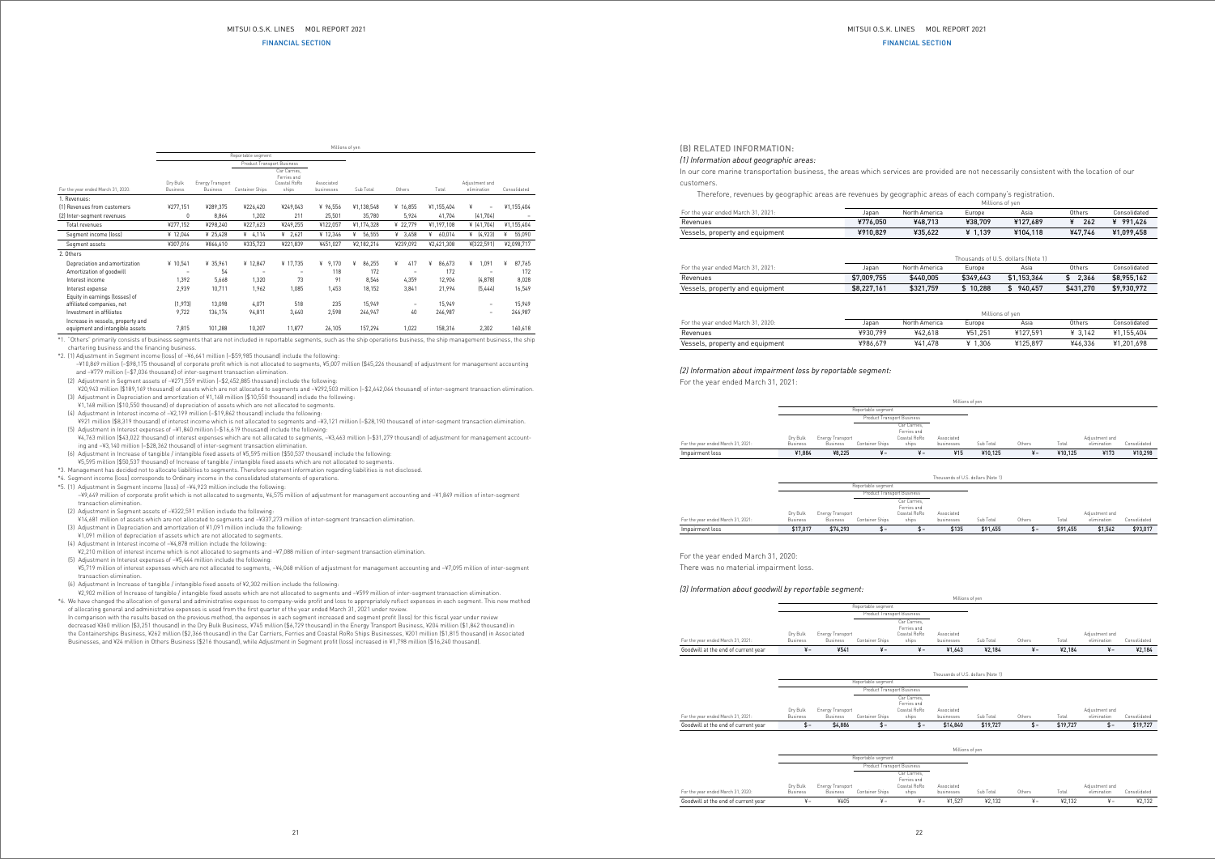| For the year ended March 31, 2020 | Millions of yen | | | | | | | | | |
|---|---|---|---|---|---|---|---|---|---|---|
| | Reportable segment | | | | | | | | | |
| | | | Product Transport Business | | | | | | | |
| | Dry Bulk Business | Energy Transport Business | Container Ships | Car Carriers, Ferries and Coastal RoRo ships | Associated businesses | Sub Total | Others | Total | Adjustment and elimination | Consolidated |
| 1. Revenues: | | | | | | | | | | |
| (1) Revenues from customers | ¥277,151 | ¥289,375 | ¥226,420 | ¥249,043 | ¥ 96,556 | ¥1,138,548 | ¥ 16,855 | ¥1,155,404 | ¥ – | ¥1,155,404 |
| (2) Inter-segment revenues | 0 | 8,864 | 1,202 | 211 | 25,501 | 35,780 | 5,924 | 41,704 | (41,704) | – |
| Total revenues | ¥277,152 | ¥298,240 | ¥227,623 | ¥249,255 | ¥122,057 | ¥1,174,328 | ¥ 22,779 | ¥1,197,108 | ¥ (41,704) | ¥1,155,404 |
| Segment income (loss) | ¥ 12,044 | ¥ 25,428 | ¥ 4,114 | ¥ 2,621 | ¥ 12,346 | ¥ 56,555 | ¥ 3,458 | ¥ 60,014 | ¥ (4,923) | ¥ 55,090 |
| Segment assets | ¥307,016 | ¥866,610 | ¥335,723 | ¥221,839 | ¥451,027 | ¥2,182,216 | ¥239,092 | ¥2,421,308 | ¥(322,591) | ¥2,098,717 |
| 2. Others | | | | | | | | | | |
| Depreciation and amortization | ¥ 10,541 | ¥ 35,961 | ¥ 12,847 | ¥ 17,735 | ¥ 9,170 | ¥ 86,255 | ¥ 417 | ¥ 86,673 | ¥ 1,091 | ¥ 87,765 |
| Amortization of goodwill | – | 54 | – | – | 118 | 172 | – | 172 | – | 172 |
| Interest income | 1,392 | 5,668 | 1,320 | 73 | 91 | 8,546 | 4,359 | 12,906 | (4,878) | 8,028 |
| Interest expense | 2,939 | 10,711 | 1,962 | 1,085 | 1,453 | 18,152 | 3,841 | 21,994 | (5,444) | 16,549 |
| Equity in earnings (losses) of affiliated companies, net | (1,973) | 13,098 | 4,071 | 518 | 235 | 15,949 | – | 15,949 | – | 15,949 |
| Investment in affiliates | 9,722 | 136,174 | 94,811 | 3,640 | 2,598 | 246,947 | 40 | 246,987 | – | 246,987 |
| Increase in vessels, property and equipment and intangible assets | 7,815 | 101,288 | 10,207 | 11,877 | 26,105 | 157,294 | 1,022 | 158,316 | 2,302 | 160,618 |

*1. "Others" primarily consists of business segments that are not included in reportable segments, such as the ship operations business, the ship management business, the ship chartering business and the financing business.

*2. (1) Adjustment in Segment income (loss) of -¥6,641 million (-$59,985 thousand) include the following:
-¥10,869 million (-$98,175 thousand) of corporate profit which is not allocated to segments, ¥5,007 million ($45,226 thousand) of adjustment for management accounting and -¥779 million (-$7,036 thousand) of inter-segment transaction elimination.
(2) Adjustment in Segment assets of -¥271,559 million (-$2,452,885 thousand) include the following:
¥20,943 million ($189,169 thousand) of assets which are not allocated to segments and -¥292,503 million (-$2,642,064 thousand) of inter-segment transaction elimination.
(3) Adjustment in Depreciation and amortization of ¥1,168 million ($10,550 thousand) include the following:
¥1,168 million ($10,550 thousand) of depreciation of assets which are not allocated to segments.
(4) Adjustment in Interest income of -¥2,199 million (-$19,862 thousand) include the following:
¥921 million ($8,319 thousand) of interest income which is not allocated to segments and -¥3,121 million (-$28,190 thousand) of inter-segment transaction elimination.
(5) Adjustment in Interest expenses of -¥1,840 million (-$16,619 thousand) include the following:
¥4,763 million ($43,022 thousand) of interest expenses which are not allocated to segments, -¥3,463 million (-$31,279 thousand) of adjustment for management accounting and -¥3,140 million (-$28,362 thousand) of inter-segment transaction elimination.
(6) Adjustment in Increase of tangible / intangible fixed assets of ¥5,595 million ($50,537 thousand) include the following:
¥5,595 million ($50,537 thousand) of Increase of tangible / intangible fixed assets which are not allocated to segments.

*3. Management has decided not to allocate liabilities to segments. Therefore segment information regarding liabilities is not disclosed.

*4. Segment income (loss) corresponds to Ordinary income in the consolidated statements of operations.

*5. (1) Adjustment in Segment income (loss) of -¥4,923 million include the following:
-¥9,649 million of corporate profit which is not allocated to segments, ¥6,575 million of adjustment for management accounting and -¥1,849 million of inter-segment transaction elimination.
(2) Adjustment in Segment assets of -¥322,591 million include the following:
¥14,681 million of assets which are not allocated to segments and -¥337,273 million of inter-segment transaction elimination.
(3) Adjustment in Depreciation and amortization of ¥1,091 million include the following:
¥1,091 million of depreciation of assets which are not allocated to segments.
(4) Adjustment in Interest income of -¥4,878 million include the following:
¥2,210 million of interest income which is not allocated to segments and -¥7,088 million of inter-segment transaction elimination.
(5) Adjustment in Interest expenses of -¥5,444 million include the following:
¥5,719 million of interest expenses which are not allocated to segments, -¥4,068 million of adjustment for management accounting and -¥7,095 million of inter-segment transaction elimination.
(6) Adjustment in Increase of tangible / intangible fixed assets of ¥2,302 million include the following:
¥2,902 million of Increase of tangible / intangible fixed assets which are not allocated to segments and -¥599 million of inter-segment transaction elimination.

*6. We have changed the allocation of general and administrative expenses to company-wide profit and loss to appropriately reflect expenses in each segment. This new method of allocating general and administrative expenses is used from the first quarter of the year ended March 31, 2021 under review.
In comparison with the results based on the previous method, the expenses in each segment increased and segment profit (loss) for this fiscal year under review decreased ¥360 million ($3,251 thousand) in the Dry Bulk Business, ¥745 million ($6,729 thousand) in the Energy Transport Business, ¥204 million ($1,842 thousand) in the Containerships Business, ¥262 million ($2,366 thousand) in the Car Carriers, Ferries and Coastal RoRo Ships Businesses, ¥201 million ($1,815 thousand) in Associated Businesses, and ¥24 million in Others Business ($216 thousand), while Adjustment in Segment profit (loss) increased in ¥1,798 million ($16,240 thousand).

## (B) RELATED INFORMATION:

### (1) Information about geographic areas:

In our core marine transportation business, the areas which services are provided are not necessarily consistent with the location of our customers.

Therefore, revenues by geographic areas are revenues by geographic areas of each company's registration.

| For the year ended March 31, 2021: | Japan | North America | Europe | Asia | Others | Consolidated |
|---|---|---|---|---|---|---|
| | Millions of yen | | | | | |
| Revenues | ¥776,050 | ¥48,713 | ¥38,709 | ¥127,689 | ¥ 262 | ¥ 991,426 |
| Vessels, property and equipment | ¥910,829 | ¥35,622 | ¥ 1,139 | ¥104,118 | ¥47,746 | ¥1,099,458 |

| For the year ended March 31, 2021: | Japan | North America | Europe | Asia | Others | Consolidated |
|---|---|---|---|---|---|---|
| | Thousands of U.S. dollars (Note 1) | | | | | |
| Revenues | $7,009,755 | $440,005 | $349,643 | $1,153,364 | $ 2,366 | $8,955,162 |
| Vessels, property and equipment | $8,227,161 | $321,759 | $ 10,288 | $ 940,457 | $431,270 | $9,930,972 |

| For the year ended March 31, 2020: | Japan | North America | Europe | Asia | Others | Consolidated |
|---|---|---|---|---|---|---|
| | Millions of yen | | | | | |
| Revenues | ¥930,799 | ¥42,618 | ¥51,251 | ¥127,591 | ¥ 3,142 | ¥1,155,404 |
| Vessels, property and equipment | ¥986,679 | ¥41,478 | ¥ 1,306 | ¥125,897 | ¥46,336 | ¥1,201,698 |

### (2) Information about impairment loss by reportable segment:

For the year ended March 31, 2021:

| For the year ended March 31, 2021: | Millions of yen | | | | | | | | | |
|---|---|---|---|---|---|---|---|---|---|---|
| | Reportable segment | | | | | | | | | |
| | | | Product Transport Business | | | | | | | |
| | Dry Bulk Business | Energy Transport Business | Container Ships | Car Carriers, Ferries and Coastal RoRo ships | Associated businesses | Sub Total | Others | Total | Adjustment and elimination | Consolidated |
| Impairment loss | ¥1,884 | ¥8,225 | ¥ – | ¥ – | ¥15 | ¥10,125 | ¥ – | ¥10,125 | ¥173 | ¥10,298 |

| For the year ended March 31, 2021: | Thousands of U.S. dollars (Note 1) | | | | | | | | | |
|---|---|---|---|---|---|---|---|---|---|---|
| | Reportable segment | | | | | | | | | |
| | | | Product Transport Business | | | | | | | |
| | Dry Bulk Business | Energy Transport Business | Container Ships | Car Carriers, Ferries and Coastal RoRo ships | Associated businesses | Sub Total | Others | Total | Adjustment and elimination | Consolidated |
| Impairment loss | $17,017 | $74,293 | $ – | $ – | $135 | $91,455 | $ – | $91,455 | $1,562 | $93,017 |

For the year ended March 31, 2020:

There was no material impairment loss.

### (3) Information about goodwill by reportable segment:

| For the year ended March 31, 2021: | Millions of yen | | | | | | | | | |
|---|---|---|---|---|---|---|---|---|---|---|
| | Reportable segment | | | | | | | | | |
| | | | Product Transport Business | | | | | | | |
| | Dry Bulk Business | Energy Transport Business | Container Ships | Car Carriers, Ferries and Coastal RoRo ships | Associated businesses | Sub Total | Others | Total | Adjustment and elimination | Consolidated |
| Goodwill at the end of current year | ¥ – | ¥541 | ¥ – | ¥ – | ¥1,643 | ¥2,184 | ¥ – | ¥2,184 | ¥ – | ¥2,184 |

| For the year ended March 31, 2021: | Thousands of U.S. dollars (Note 1) | | | | | | | | | |
|---|---|---|---|---|---|---|---|---|---|---|
| | Reportable segment | | | | | | | | | |
| | | | Product Transport Business | | | | | | | |
| | Dry Bulk Business | Energy Transport Business | Container Ships | Car Carriers, Ferries and Coastal RoRo ships | Associated businesses | Sub Total | Others | Total | Adjustment and elimination | Consolidated |
| Goodwill at the end of current year | $ – | $4,886 | $ – | $ – | $14,840 | $19,727 | $ – | $19,727 | $ – | $19,727 |

| For the year ended March 31, 2020: | Millions of yen | | | | | | | | | |
|---|---|---|---|---|---|---|---|---|---|---|
| | Reportable segment | | | | | | | | | |
| | | | Product Transport Business | | | | | | | |
| | Dry Bulk Business | Energy Transport Business | Container Ships | Car Carriers, Ferries and Coastal RoRo ships | Associated businesses | Sub Total | Others | Total | Adjustment and elimination | Consolidated |
| Goodwill at the end of current year | ¥ – | ¥605 | ¥ – | ¥ – | ¥1,527 | ¥2,132 | ¥ – | ¥2,132 | ¥ – | ¥2,132 |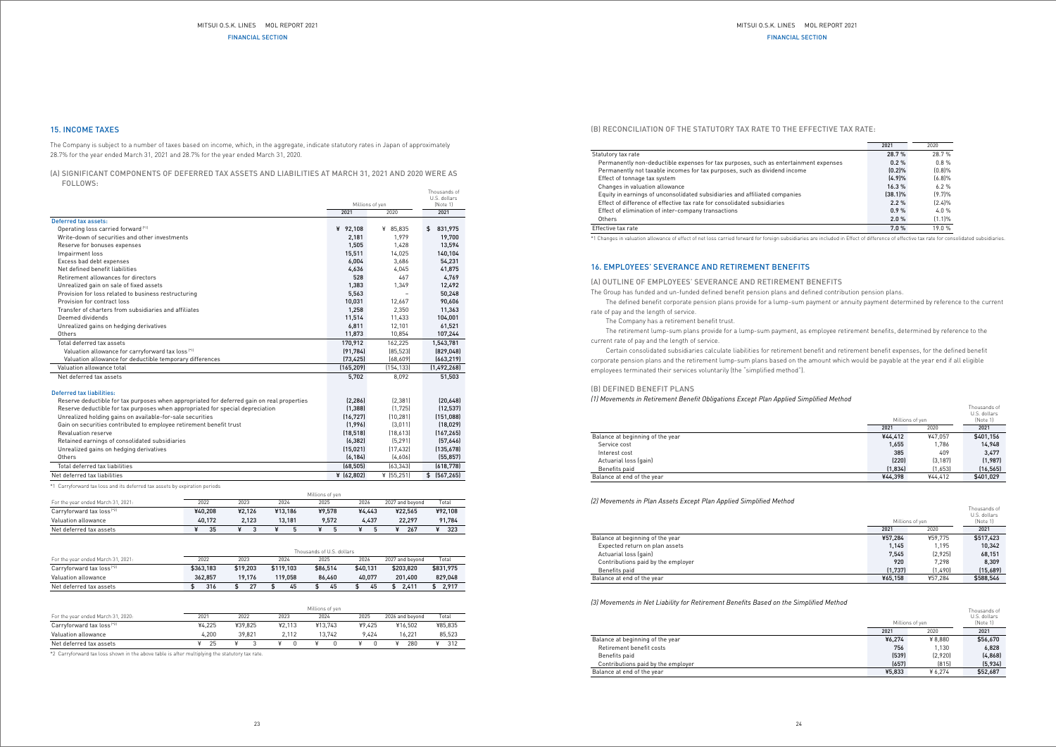## 15. INCOME TAXES

The Company is subject to a number of taxes based on income, which, in the aggregate, indicate statutory rates in Japan of approximately 28.7% for the year ended March 31, 2021 and 28.7% for the year ended March 31, 2020.

### (A) SIGNIFICANT COMPONENTS OF DEFERRED TAX ASSETS AND LIABILITIES AT MARCH 31, 2021 AND 2020 WERE AS FOLLOWS:

| | Millions of yen | | Thousands of U.S. dollars (Note 1) |
|---|---|---|---|
| | 2021 | 2020 | 2021 |
| **Deferred tax assets:** | | | |
| Operating loss carried forward [*1] | ¥ 92,108 | ¥ 85,835 | $ 831,975 |
| Write-down of securities and other investments | 2,181 | 1,979 | 19,700 |
| Reserve for bonuses expenses | 1,505 | 1,428 | 13,594 |
| Impairment loss | 15,511 | 14,025 | 140,104 |
| Excess bad debt expenses | 6,004 | 3,686 | 54,231 |
| Net defined benefit liabilities | 4,636 | 4,045 | 41,875 |
| Retirement allowances for directors | 528 | 467 | 4,769 |
| Unrealized gain on sale of fixed assets | 1,383 | 1,349 | 12,492 |
| Provision for loss related to business restructuring | 5,563 | – | 50,248 |
| Provision for contract loss | 10,031 | 12,667 | 90,606 |
| Transfer of charters from subsidiaries and affiliates | 1,258 | 2,350 | 11,363 |
| Deemed dividends | 11,514 | 11,433 | 104,001 |
| Unrealized gains on hedging derivatives | 6,811 | 12,101 | 61,521 |
| Others | 11,873 | 10,854 | 107,244 |
| Total deferred tax assets | 170,912 | 162,225 | 1,543,781 |
| Valuation allowance for carryforward tax loss [*1] | (91,784) | (85,523) | (829,048) |
| Valuation allowance for deductible temporary differences | (73,425) | (68,609) | (663,219) |
| Valuation allowance total | (165,209) | (154,133) | (1,492,268) |
| Net deferred tax assets | 5,702 | 8,092 | 51,503 |
| **Deferred tax liabilities:** | | | |
| Reserve deductible for tax purposes when appropriated for deferred gain on real properties | (2,286) | (2,381) | (20,648) |
| Reserve deductible for tax purposes when appropriated for special depreciation | (1,388) | (1,725) | (12,537) |
| Unrealized holding gains on available-for-sale securities | (16,727) | (10,281) | (151,088) |
| Gain on securities contributed to employee retirement benefit trust | (1,996) | (3,011) | (18,029) |
| Revaluation reserve | (18,518) | (18,613) | (167,265) |
| Retained earnings of consolidated subsidiaries | (6,382) | (5,291) | (57,646) |
| Unrealized gains on hedging derivatives | (15,021) | (17,432) | (135,678) |
| Others | (6,184) | (4,606) | (55,857) |
| Total deferred tax liabilities | (68,505) | (63,343) | (618,778) |
| Net deferred tax liabilities | ¥ (62,802) | ¥ (55,251) | $ (567,265) |

*1 Carryforward tax loss and its deferred tax assets by expiration periods

| For the year ended March 31, 2021: | Millions of yen | | | | | | |
|---|---|---|---|---|---|---|---|
| | 2022 | 2023 | 2024 | 2025 | 2026 | 2027 and beyond | Total |
| Carryforward tax loss [*2] | ¥40,208 | ¥2,126 | ¥13,186 | ¥9,578 | ¥4,443 | ¥22,565 | ¥92,108 |
| Valuation allowance | 40,172 | 2,123 | 13,181 | 9,572 | 4,437 | 22,297 | 91,784 |
| Net deferred tax assets | ¥ 35 | ¥ 3 | ¥ 5 | ¥ 5 | ¥ 5 | ¥ 267 | ¥ 323 |

| For the year ended March 31, 2021: | Thousands of U.S. dollars | | | | | | |
|---|---|---|---|---|---|---|---|
| | 2022 | 2023 | 2024 | 2025 | 2026 | 2027 and beyond | Total |
| Carryforward tax loss [*2] | $363,183 | $19,203 | $119,103 | $86,514 | $40,131 | $203,820 | $831,975 |
| Valuation allowance | 362,857 | 19,176 | 119,058 | 86,460 | 40,077 | 201,400 | 829,048 |
| Net deferred tax assets | $ 316 | $ 27 | $ 45 | $ 45 | $ 45 | $ 2,411 | $ 2,917 |

| For the year ended March 31, 2020: | Millions of yen | | | | | | |
|---|---|---|---|---|---|---|---|
| | 2021 | 2022 | 2023 | 2024 | 2025 | 2026 and beyond | Total |
| Carryforward tax loss [*2] | ¥4,225 | ¥39,825 | ¥2,113 | ¥13,743 | ¥9,425 | ¥16,502 | ¥85,835 |
| Valuation allowance | 4,200 | 39,821 | 2,112 | 13,742 | 9,424 | 16,221 | 85,523 |
| Net deferred tax assets | ¥ 25 | ¥ 3 | ¥ 0 | ¥ 0 | ¥ 0 | ¥ 280 | ¥ 312 |

*2 Carryforward tax loss shown in the above table is after multiplying the statutory tax rate.

### (B) RECONCILIATION OF THE STATUTORY TAX RATE TO THE EFFECTIVE TAX RATE:

| | 2021 | 2020 |
|---|---|---|
| Statutory tax rate | 28.7 % | 28.7 % |
| Permanently non-deductible expenses for tax purposes, such as entertainment expenses | 0.2 % | 0.8 % |
| Permanently not taxable incomes for tax purposes, such as dividend income | (0.2)% | (0.8)% |
| Effect of tonnage tax system | (4.9)% | (6.8)% |
| Changes in valuation allowance | 16.3 % | 6.2 % |
| Equity in earnings of unconsolidated subsidiaries and affiliated companies | (38.1)% | (9.7)% |
| Effect of difference of effective tax rate for consolidated subsidiaries | 2.2 % | (2.4)% |
| Effect of elimination of inter-company transactions | 0.9 % | 4.0 % |
| Others | 2.0 % | (1.1)% |
| Effective tax rate | 7.0 % | 19.0 % |

*1 Changes in valuation allowance of effect of net loss carried forward for foreign subsidiaries are included in Effect of difference of effective tax rate for consolidated subsidiaries.

## 16. EMPLOYEES' SEVERANCE AND RETIREMENT BENEFITS

### (A) OUTLINE OF EMPLOYEES' SEVERANCE AND RETIREMENT BENEFITS

The Group has funded and un-funded defined benefit pension plans and defined contribution pension plans.

The defined benefit corporate pension plans provide for a lump-sum payment or annuity payment determined by reference to the current rate of pay and the length of service.

The Company has a retirement benefit trust.

The retirement lump-sum plans provide for a lump-sum payment, as employee retirement benefits, determined by reference to the current rate of pay and the length of service.

Certain consolidated subsidiaries calculate liabilities for retirement benefit and retirement benefit expenses, for the defined benefit corporate pension plans and the retirement lump-sum plans based on the amount which would be payable at the year end if all eligible employees terminated their services voluntarily (the "simplified method").

### (B) DEFINED BENEFIT PLANS

*(1) Movements in Retirement Benefit Obligations Except Plan Applied Simplified Method*

| | Millions of yen | | Thousands of U.S. dollars (Note 1) |
|---|---|---|---|
| | 2021 | 2020 | 2021 |
| Balance at beginning of the year | ¥44,412 | ¥47,057 | $401,156 |
| Service cost | 1,655 | 1,786 | 14,948 |
| Interest cost | 385 | 409 | 3,477 |
| Actuarial loss (gain) | (220) | (3,187) | (1,987) |
| Benefits paid | (1,834) | (1,653) | (16,565) |
| Balance at end of the year | ¥44,398 | ¥44,412 | $401,029 |

*(2) Movements in Plan Assets Except Plan Applied Simplified Method*

| | Millions of yen | | Thousands of U.S. dollars (Note 1) |
|---|---|---|---|
| | 2021 | 2020 | 2021 |
| Balance at beginning of the year | ¥57,284 | ¥59,775 | $517,423 |
| Expected return on plan assets | 1,145 | 1,195 | 10,342 |
| Actuarial loss (gain) | 7,545 | (2,925) | 68,151 |
| Contributions paid by the employer | 920 | 7,298 | 8,309 |
| Benefits paid | (1,737) | (1,490) | (15,689) |
| Balance at end of the year | ¥65,158 | ¥57,284 | $588,546 |

*(3) Movements in Net Liability for Retirement Benefits Based on the Simplified Method*

| | Millions of yen | | Thousands of U.S. dollars (Note 1) |
|---|---|---|---|
| | 2021 | 2020 | 2021 |
| Balance at beginning of the year | ¥6,274 | ¥ 8,880 | $56,670 |
| Retirement benefit costs | 756 | 1,130 | 6,828 |
| Benefits paid | (539) | (2,920) | (4,868) |
| Contributions paid by the employer | (657) | (815) | (5,934) |
| Balance at end of the year | ¥5,833 | ¥ 6,274 | $52,687 |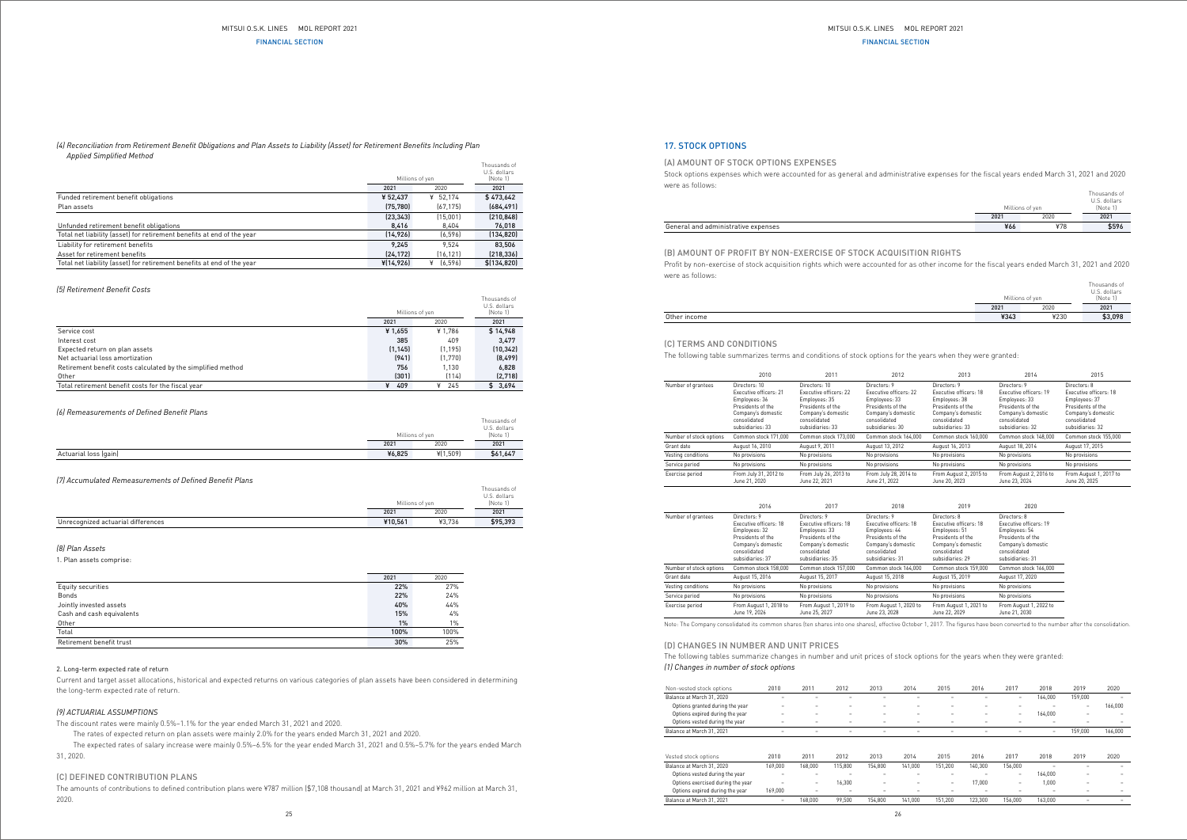*(4) Reconciliation from Retirement Benefit Obligations and Plan Assets to Liability (Asset) for Retirement Benefits Including Plan Applied Simplified Method*

| | Millions of yen | | Thousands of U.S. dollars (Note 1) |
|---|---|---|---|
| | 2021 | 2020 | 2021 |
| Funded retirement benefit obligations | ¥ 52,437 | ¥ 52,174 | $ 473,642 |
| Plan assets | (75,780) | (67,175) | (684,491) |
| | (23,343) | (15,001) | (210,848) |
| Unfunded retirement benefit obligations | 8,416 | 8,404 | 76,018 |
| Total net liability (asset) for retirement benefits at end of the year | (14,926) | (6,596) | (134,820) |
| Liability for retirement benefits | 9,245 | 9,524 | 83,506 |
| Asset for retirement benefits | (24,172) | (16,121) | (218,336) |
| Total net liability (asset) for retirement benefits at end of the year | ¥(14,926) | ¥ (6,596) | $(134,820) |

*(5) Retirement Benefit Costs*

| | Millions of yen | | Thousands of U.S. dollars (Note 1) |
|---|---|---|---|
| | 2021 | 2020 | 2021 |
| Service cost | ¥ 1,655 | ¥ 1,786 | $ 14,948 |
| Interest cost | 385 | 409 | 3,477 |
| Expected return on plan assets | (1,145) | (1,195) | (10,342) |
| Net actuarial loss amortization | (941) | (1,770) | (8,499) |
| Retirement benefit costs calculated by the simplified method | 756 | 1,130 | 6,828 |
| Other | (301) | (114) | (2,718) |
| Total retirement benefit costs for the fiscal year | ¥ 409 | ¥ 245 | $ 3,694 |

*(6) Remeasurements of Defined Benefit Plans*

| | Millions of yen | | Thousands of U.S. dollars (Note 1) |
|---|---|---|---|
| | 2021 | 2020 | 2021 |
| Actuarial loss (gain) | ¥6,825 | ¥(1,509) | $61,647 |

*(7) Accumulated Remeasurements of Defined Benefit Plans*

| | Millions of yen | | Thousands of U.S. dollars (Note 1) |
|---|---|---|---|
| | 2021 | 2020 | 2021 |
| Unrecognized actuarial differences | ¥10,561 | ¥3,736 | $95,393 |

*(8) Plan Assets*

1. Plan assets comprise:

| | 2021 | 2020 |
|---|---|---|
| Equity securities | 22% | 27% |
| Bonds | 22% | 24% |
| Jointly invested assets | 40% | 44% |
| Cash and cash equivalents | 15% | 4% |
| Other | 1% | 1% |
| Total | 100% | 100% |
| Retirement benefit trust | 30% | 25% |

2. Long-term expected rate of return

Current and target asset allocations, historical and expected returns on various categories of plan assets have been considered in determining the long-term expected rate of return.

*(9) ACTUARIAL ASSUMPTIONS*

The discount rates were mainly 0.5%–1.1% for the year ended March 31, 2021 and 2020.

The rates of expected return on plan assets were mainly 2.0% for the years ended March 31, 2021 and 2020.

The expected rates of salary increase were mainly 0.5%–6.5% for the year ended March 31, 2021 and 0.5%–5.7% for the years ended March 31, 2020.

### (C) DEFINED CONTRIBUTION PLANS

The amounts of contributions to defined contribution plans were ¥787 million ($7,108 thousand) at March 31, 2021 and ¥962 million at March 31, 2020.

## 17. STOCK OPTIONS

### (A) AMOUNT OF STOCK OPTIONS EXPENSES

Stock options expenses which were accounted for as general and administrative expenses for the fiscal years ended March 31, 2021 and 2020 were as follows:

| | Millions of yen | | Thousands of U.S. dollars (Note 1) |
|---|---|---|---|
| | 2021 | 2020 | 2021 |
| General and administrative expenses | ¥66 | ¥78 | $596 |

### (B) AMOUNT OF PROFIT BY NON-EXERCISE OF STOCK ACQUISITION RIGHTS

Profit by non-exercise of stock acquisition rights which were accounted for as other income for the fiscal years ended March 31, 2021 and 2020 were as follows:

| | Millions of yen | | Thousands of U.S. dollars (Note 1) |
|---|---|---|---|
| | 2021 | 2020 | 2021 |
| Other income | ¥343 | ¥230 | $3,098 |

### (C) TERMS AND CONDITIONS

The following table summarizes terms and conditions of stock options for the years when they were granted:

| | 2010 | 2011 | 2012 | 2013 | 2014 | 2015 |
|---|---|---|---|---|---|---|
| Number of grantees | Directors: 10 Executive officers: 21 Employees: 36 Presidents of the Company's domestic consolidated subsidiaries: 33 | Directors: 10 Executive officers: 22 Employees: 35 Presidents of the Company's domestic consolidated subsidiaries: 33 | Directors: 9 Executive officers: 22 Employees: 33 Presidents of the Company's domestic consolidated subsidiaries: 30 | Directors: 9 Executive officers: 18 Employees: 38 Presidents of the Company's domestic consolidated subsidiaries: 33 | Directors: 9 Executive officers: 19 Employees: 33 Presidents of the Company's domestic consolidated subsidiaries: 32 | Directors: 8 Executive officers: 18 Employees: 37 Presidents of the Company's domestic consolidated subsidiaries: 32 |
| Number of stock options | Common stock 171,000 | Common stock 173,000 | Common stock 164,000 | Common stock 160,000 | Common stock 148,000 | Common stock 155,000 |
| Grant date | August 16, 2010 | August 9, 2011 | August 13, 2012 | August 16, 2013 | August 18, 2014 | August 17, 2015 |
| Vesting conditions | No provisions | No provisions | No provisions | No provisions | No provisions | No provisions |
| Service period | No provisions | No provisions | No provisions | No provisions | No provisions | No provisions |
| Exercise period | From July 31, 2012 to June 21, 2020 | From July 26, 2013 to June 22, 2021 | From July 28, 2014 to June 21, 2022 | From August 2, 2015 to June 20, 2023 | From August 2, 2016 to June 23, 2024 | From August 1, 2017 to June 20, 2025 |

| | 2016 | 2017 | 2018 | 2019 | 2020 |
|---|---|---|---|---|---|
| Number of grantees | Directors: 9 Executive officers: 18 Employees: 32 Presidents of the Company's domestic consolidated subsidiaries: 37 | Directors: 9 Executive officers: 18 Employees: 33 Presidents of the Company's domestic consolidated subsidiaries: 35 | Directors: 9 Executive officers: 18 Employees: 44 Presidents of the Company's domestic consolidated subsidiaries: 31 | Directors: 8 Executive officers: 18 Employees: 51 Presidents of the Company's domestic consolidated subsidiaries: 29 | Directors: 8 Executive officers: 19 Employees: 54 Presidents of the Company's domestic consolidated subsidiaries: 31 |
| Number of stock options | Common stock 158,000 | Common stock 157,000 | Common stock 164,000 | Common stock 159,000 | Common stock 166,000 |
| Grant date | August 15, 2016 | August 15, 2017 | August 15, 2018 | August 15, 2019 | August 17, 2020 |
| Vesting conditions | No provisions | No provisions | No provisions | No provisions | No provisions |
| Service period | No provisions | No provisions | No provisions | No provisions | No provisions |
| Exercise period | From August 1, 2018 to June 19, 2026 | From August 1, 2019 to June 25, 2027 | From August 1, 2020 to June 23, 2028 | From August 1, 2021 to June 22, 2029 | From August 1, 2022 to June 21, 2030 |

Note: The Company consolidated its common shares (ten shares into one share), effective October 1, 2017. The figures have been converted to the number after the consolidation.

### (D) CHANGES IN NUMBER AND UNIT PRICES

The following tables summarize changes in number and unit prices of stock options for the years when they were granted:

*(1) Changes in number of stock options*

| Non-vested stock options | 2010 | 2011 | 2012 | 2013 | 2014 | 2015 | 2016 | 2017 | 2018 | 2019 | 2020 |
|---|---|---|---|---|---|---|---|---|---|---|---|
| Balance at March 31, 2020 | – | – | – | – | – | – | – | – | 164,000 | 159,000 | – |
| Options granted during the year | – | – | – | – | – | – | – | – | – | – | 166,000 |
| Options expired during the year | – | – | – | – | – | – | – | – | – | – | – |
| Options vested during the year | – | – | – | – | – | – | – | – | 164,000 | – | – |
| Balance at March 31, 2021 | – | – | – | – | – | – | – | – | – | 159,000 | 166,000 |

| Vested stock options | 2010 | 2011 | 2012 | 2013 | 2014 | 2015 | 2016 | 2017 | 2018 | 2019 | 2020 |
|---|---|---|---|---|---|---|---|---|---|---|---|
| Balance at March 31, 2020 | 169,000 | 168,000 | 115,800 | 154,800 | 141,000 | 151,200 | 140,300 | 156,000 | – | – | – |
| Options vested during the year | – | – | – | – | – | – | – | – | 164,000 | – | – |
| Options exercised during the year | – | – | 16,300 | – | – | – | 17,000 | – | 1,000 | – | – |
| Options expired during the year | 169,000 | – | – | – | – | – | – | – | – | – | – |
| Balance at March 31, 2021 | – | 168,000 | 99,500 | 154,800 | 141,000 | 151,200 | 123,300 | 156,000 | 163,000 | – | – |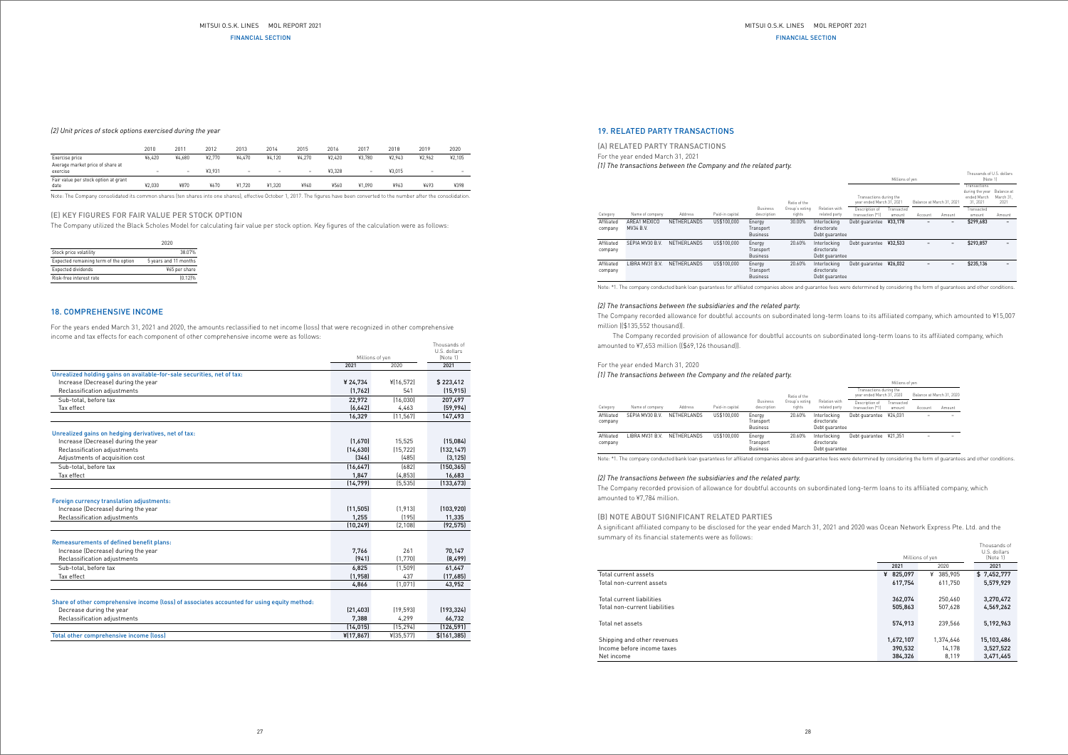*(2) Unit prices of stock options exercised during the year*

| | 2010 | 2011 | 2012 | 2013 | 2014 | 2015 | 2016 | 2017 | 2018 | 2019 | 2020 |
|---|---|---|---|---|---|---|---|---|---|---|---|
| Exercise price | ¥6,420 | ¥4,680 | ¥2,770 | ¥4,470 | ¥4,120 | ¥4,270 | ¥2,420 | ¥3,780 | ¥2,943 | ¥2,962 | ¥2,105 |
| Average market price of share at exercise | – | – | ¥3,931 | – | – | – | ¥3,328 | – | ¥3,015 | – | – |
| Fair value per stock option at grant date | ¥2,030 | ¥870 | ¥670 | ¥1,720 | ¥1,320 | ¥940 | ¥560 | ¥1,090 | ¥963 | ¥493 | ¥398 |

Note: The Company consolidated its common shares (ten shares into one shares), effective October 1, 2017. The figures have been converted to the number after the consolidation.

### (E) KEY FIGURES FOR FAIR VALUE PER STOCK OPTION

The Company utilized the Black Scholes Model for calculating fair value per stock option. Key figures of the calculation were as follows:

| | 2020 |
|---|---|
| Stock price volatility | 38.07% |
| Expected remaining term of the option | 5 years and 11 months |
| Expected dividends | ¥65 per share |
| Risk-free interest rate | (0.12)% |

## 18. COMPREHENSIVE INCOME

For the years ended March 31, 2021 and 2020, the amounts reclassified to net income (loss) that were recognized in other comprehensive income and tax effects for each component of other comprehensive income were as follows:

| | Millions of yen | | Thousands of U.S. dollars (Note 1) |
|---|---|---|---|
| | 2021 | 2020 | 2021 |
| **Unrealized holding gains on available-for-sale securities, net of tax:** | | | |
| Increase (Decrease) during the year | ¥ 24,734 | ¥(16,572) | $ 223,412 |
| Reclassification adjustments | (1,762) | 541 | (15,915) |
| Sub-total, before tax | 22,972 | (16,030) | 207,497 |
| Tax effect | (6,642) | 4,463 | (59,994) |
| | 16,329 | (11,567) | 147,493 |
| **Unrealized gains on hedging derivatives, net of tax:** | | | |
| Increase (Decrease) during the year | (1,670) | 15,525 | (15,084) |
| Reclassification adjustments | (14,630) | (15,722) | (132,147) |
| Adjustments of acquisition cost | (346) | (485) | (3,125) |
| Sub-total, before tax | (16,647) | (682) | (150,365) |
| Tax effect | 1,847 | (4,853) | 16,683 |
| | (14,799) | (5,535) | (133,673) |
| **Foreign currency translation adjustments:** | | | |
| Increase (Decrease) during the year | (11,505) | (1,913) | (103,920) |
| Reclassification adjustments | 1,255 | (195) | 11,335 |
| | (10,249) | (2,108) | (92,575) |
| **Remeasurements of defined benefit plans:** | | | |
| Increase (Decrease) during the year | 7,766 | 261 | 70,147 |
| Reclassification adjustments | (941) | (1,770) | (8,499) |
| Sub-total, before tax | 6,825 | (1,509) | 61,647 |
| Tax effect | (1,958) | 437 | (17,685) |
| | 4,866 | (1,071) | 43,952 |
| **Share of other comprehensive income (loss) of associates accounted for using equity method:** | | | |
| Decrease during the year | (21,403) | (19,593) | (193,324) |
| Reclassification adjustments | 7,388 | 4,299 | 66,732 |
| | (14,015) | (15,294) | (126,591) |
| **Total other comprehensive income (loss)** | ¥(17,867) | ¥(35,577) | $(161,385) |

## 19. RELATED PARTY TRANSACTIONS

### (A) RELATED PARTY TRANSACTIONS

For the year ended March 31, 2021

*(1) The transactions between the Company and the related party.*

| Category | Name of company | Address | Paid-in capital | Business description | Ratio of the Group's voting rights | Relation with related party | Millions of yen: Transactions during the year ended March 31, 2021 — Description of transaction (*1) | Transacted amount | Balance at March 31, 2021 — Account | Amount | Thousands of U.S. dollars (Note 1): Transactions during the year ended March 31, 2021 — Transacted amount | Balance at March 31, 2021 — Amount |
|---|---|---|---|---|---|---|---|---|---|---|---|---|
| Affiliated company | AREA1 MEXICO MV34 B.V. | NETHERLANDS | US$100,000 | Energy Transport Business | 30.00% | Interlocking directorate Debt guarantee | Debt guarantee | ¥33,178 | – | – | $299,683 | – |
| Affiliated company | SEPIA MV30 B.V. | NETHERLANDS | US$100,000 | Energy Transport Business | 20.60% | Interlocking directorate Debt guarantee | Debt guarantee | ¥32,533 | – | – | $293,857 | – |
| Affiliated company | LIBRA MV31 B.V. | NETHERLANDS | US$100,000 | Energy Transport Business | 20.60% | Interlocking directorate Debt guarantee | Debt guarantee | ¥26,032 | – | – | $235,136 | – |

Note: *1: The company conducted bank loan guarantees for affiliated companies above and guarantee fees were determined by considering the form of guarantees and other conditions.

*(2) The transactions between the subsidiaries and the related party.*

The Company recorded allowance for doubtful accounts on subordinated long-term loans to its affiliated company, which amounted to ¥15,007 million (($135,552 thousand)).

The Company recorded provision of allowance for doubtful accounts on subordinated long-term loans to its affiliated company, which amounted to ¥7,653 million (($69,126 thousand)).

For the year ended March 31, 2020

*(1) The transactions between the Company and the related party.*

| Category | Name of company | Address | Paid-in capital | Business description | Ratio of the Group's voting rights | Relation with related party | Millions of yen: Transactions during the year ended March 31, 2020 — Description of transaction (*1) | Transacted amount | Balance at March 31, 2020 — Account | Amount |
|---|---|---|---|---|---|---|---|---|---|---|
| Affiliated company | SEPIA MV30 B.V. | NETHERLANDS | US$100,000 | Energy Transport Business | 20.60% | Interlocking directorate Debt guarantee | Debt guarantee | ¥24,031 | – | – |
| Affiliated company | LIBRA MV31 B.V. | NETHERLANDS | US$100,000 | Energy Transport Business | 20.60% | Interlocking directorate Debt guarantee | Debt guarantee | ¥21,351 | – | – |

Note: *1: The company conducted bank loan guarantees for affiliated companies above and guarantee fees were determined by considering the form of guarantees and other conditions.

*(2) The transactions between the subsidiaries and the related party.*

The Company recorded provision of allowance for doubtful accounts on subordinated long-term loans to its affiliated company, which amounted to ¥7,784 million.

### (B) NOTE ABOUT SIGNIFICANT RELATED PARTIES

A significant affiliated company to be disclosed for the year ended March 31, 2021 and 2020 was Ocean Network Express Pte. Ltd. and the summary of its financial statements were as follows:

| | Millions of yen | | Thousands of U.S. dollars (Note 1) |
|---|---|---|---|
| | 2021 | 2020 | 2021 |
| Total current assets | ¥ 825,097 | ¥ 385,905 | $ 7,452,777 |
| Total non-current assets | 617,754 | 611,750 | 5,579,929 |
| Total current liabilities | 362,074 | 250,460 | 3,270,472 |
| Total non-current liabilities | 505,863 | 507,628 | 4,569,262 |
| Total net assets | 574,913 | 239,566 | 5,192,963 |
| Shipping and other revenues | 1,672,107 | 1,374,646 | 15,103,486 |
| Income before income taxes | 390,532 | 14,178 | 3,527,522 |
| Net income | 384,326 | 8,119 | 3,471,465 |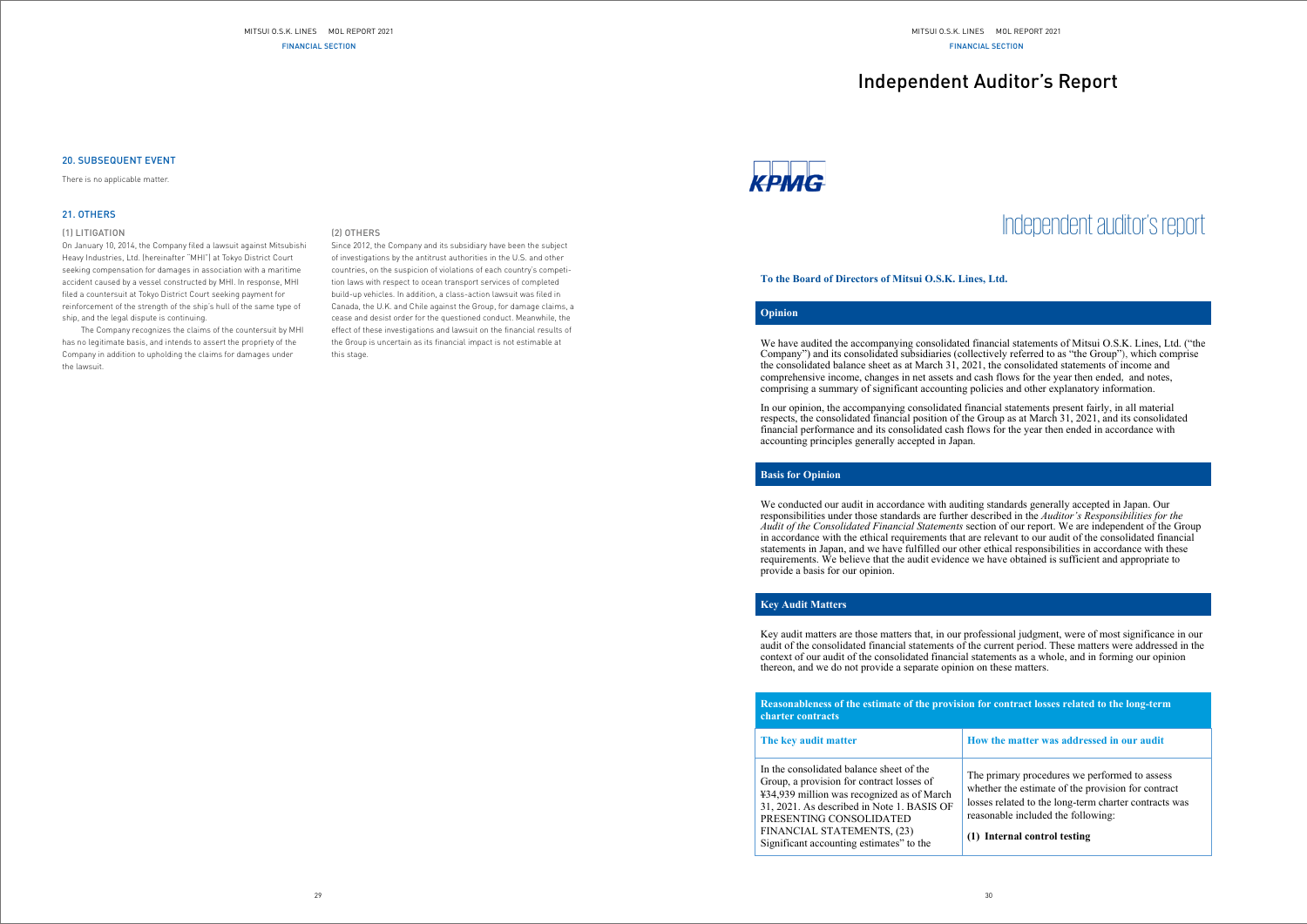## 20. SUBSEQUENT EVENT

There is no applicable matter.

## 21. OTHERS

### (1) LITIGATION

On January 10, 2014, the Company filed a lawsuit against Mitsubishi Heavy Industries, Ltd. (hereinafter "MHI") at Tokyo District Court seeking compensation for damages in association with a maritime accident caused by a vessel constructed by MHI. In response, MHI filed a countersuit at Tokyo District Court seeking payment for reinforcement of the strength of the ship's hull of the same type of ship, and the legal dispute is continuing.

The Company recognizes the claims of the countersuit by MHI has no legitimate basis, and intends to assert the propriety of the Company in addition to upholding the claims for damages under the lawsuit.

### (2) OTHERS

Since 2012, the Company and its subsidiary have been the subject of investigations by the antitrust authorities in the U.S. and other countries, on the suspicion of violations of each country's competition laws with respect to ocean transport services of completed build-up vehicles. In addition, a class-action lawsuit was filed in Canada, the U.K. and Chile against the Group, for damage claims, a cease and desist order for the questioned conduct. Meanwhile, the effect of these investigations and lawsuit on the financial results of the Group is uncertain as its financial impact is not estimable at this stage.

# Independent Auditor's Report

KPMG

## Independent auditor's report

**To the Board of Directors of Mitsui O.S.K. Lines, Ltd.**

### Opinion

We have audited the accompanying consolidated financial statements of Mitsui O.S.K. Lines, Ltd. ("the Company") and its consolidated subsidiaries (collectively referred to as "the Group"), which comprise the consolidated balance sheet as at March 31, 2021, the consolidated statements of income and comprehensive income, changes in net assets and cash flows for the year then ended, and notes, comprising a summary of significant accounting policies and other explanatory information.

In our opinion, the accompanying consolidated financial statements present fairly, in all material respects, the consolidated financial position of the Group as at March 31, 2021, and its consolidated financial performance and its consolidated cash flows for the year then ended in accordance with accounting principles generally accepted in Japan.

### Basis for Opinion

We conducted our audit in accordance with auditing standards generally accepted in Japan. Our responsibilities under those standards are further described in the *Auditor's Responsibilities for the Audit of the Consolidated Financial Statements* section of our report. We are independent of the Group in accordance with the ethical requirements that are relevant to our audit of the consolidated financial statements in Japan, and we have fulfilled our other ethical responsibilities in accordance with these requirements. We believe that the audit evidence we have obtained is sufficient and appropriate to provide a basis for our opinion.

### Key Audit Matters

Key audit matters are those matters that, in our professional judgment, were of most significance in our audit of the consolidated financial statements of the current period. These matters were addressed in the context of our audit of the consolidated financial statements as a whole, and in forming our opinion thereon, and we do not provide a separate opinion on these matters.

**Reasonableness of the estimate of the provision for contract losses related to the long-term charter contracts**

| The key audit matter | How the matter was addressed in our audit |
| --- | --- |
| In the consolidated balance sheet of the Group, a provision for contract losses of ¥34,939 million was recognized as of March 31, 2021. As described in Note 1. BASIS OF PRESENTING CONSOLIDATED FINANCIAL STATEMENTS, (23) Significant accounting estimates" to the | The primary procedures we performed to assess whether the estimate of the provision for contract losses related to the long-term charter contracts was reasonable included the following:<br><br>**(1) Internal control testing** |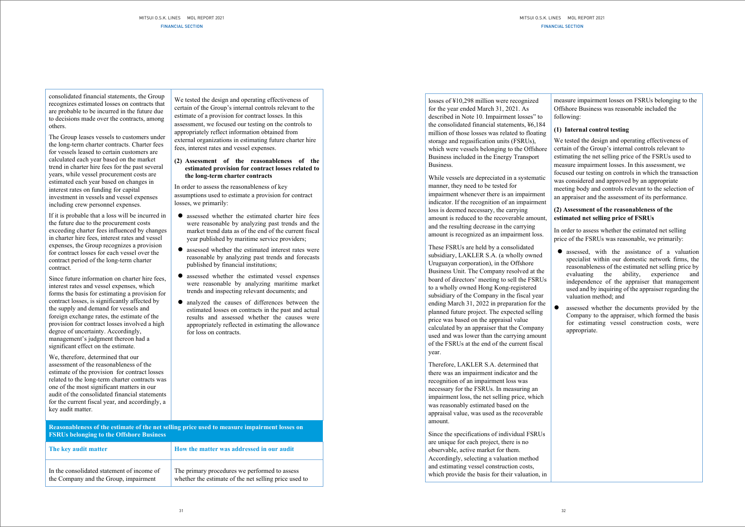consolidated financial statements, the Group recognizes estimated losses on contracts that are probable to be incurred in the future due to decisions made over the contracts, among others.

The Group leases vessels to customers under the long-term charter contracts. Charter fees for vessels leased to certain customers are calculated each year based on the market trend in charter hire fees for the past several years, while vessel procurement costs are estimated each year based on changes in interest rates on funding for capital investment in vessels and vessel expenses including crew personnel expenses.

If it is probable that a loss will be incurred in the future due to the procurement costs exceeding charter fees influenced by changes in charter hire fees, interest rates and vessel expenses, the Group recognizes a provision for contract losses for each vessel over the contract period of the long-term charter contract.

Since future information on charter hire fees, interest rates and vessel expenses, which forms the basis for estimating a provision for contract losses, is significantly affected by the supply and demand for vessels and foreign exchange rates, the estimate of the provision for contract losses involved a high degree of uncertainty. Accordingly, management's judgment thereon had a significant effect on the estimate.

We, therefore, determined that our assessment of the reasonableness of the estimate of the provision for contract losses related to the long-term charter contracts was one of the most significant matters in our audit of the consolidated financial statements for the current fiscal year, and accordingly, a key audit matter.

We tested the design and operating effectiveness of certain of the Group's internal controls relevant to the estimate of a provision for contract losses. In this assessment, we focused our testing on the controls to appropriately reflect information obtained from external organizations in estimating future charter hire fees, interest rates and vessel expenses.

**(2) Assessment of the reasonableness of the estimated provision for contract losses related to the long-term charter contracts**

In order to assess the reasonableness of key assumptions used to estimate a provision for contract losses, we primarily:

- assessed whether the estimated charter hire fees were reasonable by analyzing past trends and the market trend data as of the end of the current fiscal year published by maritime service providers;
- assessed whether the estimated interest rates were reasonable by analyzing past trends and forecasts published by financial institutions;
- assessed whether the estimated vessel expenses were reasonable by analyzing maritime market trends and inspecting relevant documents; and
- analyzed the causes of differences between the estimated losses on contracts in the past and actual results and assessed whether the causes were appropriately reflected in estimating the allowance for loss on contracts.

## Reasonableness of the estimate of the net selling price used to measure impairment losses on FSRUs belonging to the Offshore Business

| The key audit matter | How the matter was addressed in our audit |
|---|---|
| In the consolidated statement of income of the Company and the Group, impairment losses of ¥10,298 million were recognized for the year ended March 31, 2021. As described in Note 10. Impairment losses" to the consolidated financial statements, ¥6,184 million of those losses was related to floating storage and regasification units (FSRUs), which were vessels belonging to the Offshore Business included in the Energy Transport Business.<br><br>While vessels are depreciated in a systematic manner, they need to be tested for impairment whenever there is an impairment indicator. If the recognition of an impairment loss is deemed necessary, the carrying amount is reduced to the recoverable amount, and the resulting decrease in the carrying amount is recognized as an impairment loss.<br><br>These FSRUs are held by a consolidated subsidiary, LAKLER S.A. (a wholly owned Uruguayan corporation), in the Offshore Business Unit. The Company resolved at the board of directors' meeting to sell the FSRUs to a wholly owned Hong Kong-registered subsidiary of the Company in the fiscal year ending March 31, 2022 in preparation for the planned future project. The expected selling price was based on the appraisal value calculated by an appraiser that the Company used and was lower than the carrying amount of the FSRUs at the end of the current fiscal year.<br><br>Therefore, LAKLER S.A. determined that there was an impairment indicator and the recognition of an impairment loss was necessary for the FSRUs. In measuring an impairment loss, the net selling price, which was reasonably estimated based on the appraisal value, was used as the recoverable amount.<br><br>Since the specifications of individual FSRUs are unique for each project, there is no observable, active market for them. Accordingly, selecting a valuation method and estimating vessel construction costs, which provide the basis for their valuation, in | The primary procedures we performed to assess whether the estimate of the net selling price used to measure impairment losses on FSRUs belonging to the Offshore Business was reasonable included the following:<br><br>**(1) Internal control testing**<br><br>We tested the design and operating effectiveness of certain of the Group's internal controls relevant to estimating the net selling price of the FSRUs used to measure impairment losses. In this assessment, we focused our testing on controls in which the transaction was considered and approved by an appropriate meeting body and controls relevant to the selection of an appraiser and the assessment of its performance.<br><br>**(2) Assessment of the reasonableness of the estimated net selling price of FSRUs**<br><br>In order to assess whether the estimated net selling price of the FSRUs was reasonable, we primarily:<br><br>● assessed, with the assistance of a valuation specialist within our domestic network firms, the reasonableness of the estimated net selling price by evaluating the ability, experience and independence of the appraiser that management used and by inquiring of the appraiser regarding the valuation method; and<br><br>● assessed whether the documents provided by the Company to the appraiser, which formed the basis for estimating vessel construction costs, were appropriate. |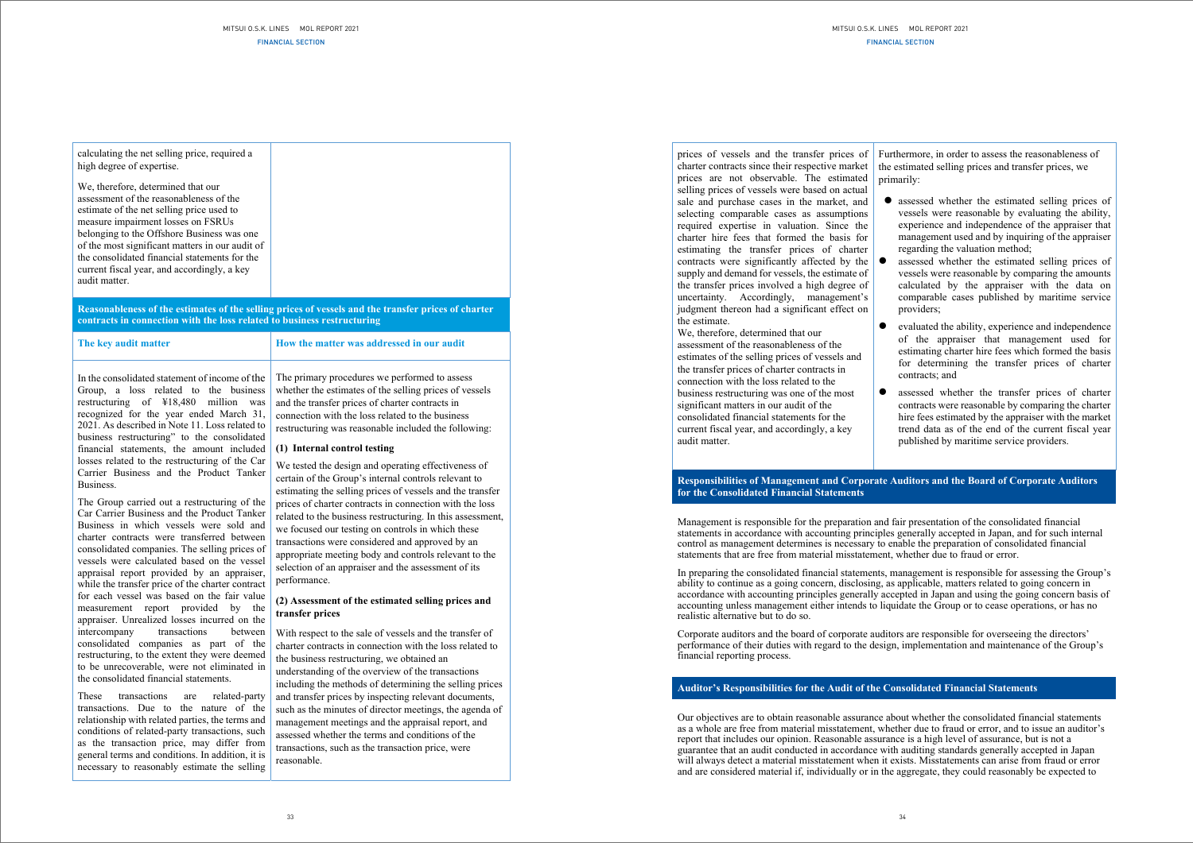| | |
|---|---|
| calculating the net selling price, required a high degree of expertise.<br><br>We, therefore, determined that our assessment of the reasonableness of the estimate of the net selling price used to measure impairment losses on FSRUs belonging to the Offshore Business was one of the most significant matters in our audit of the consolidated financial statements for the current fiscal year, and accordingly, a key audit matter. | |

**Reasonableness of the estimates of the selling prices of vessels and the transfer prices of charter contracts in connection with the loss related to business restructuring**

| The key audit matter | How the matter was addressed in our audit |
|---|---|
| In the consolidated statement of income of the Group, a loss related to the business restructuring of ¥18,480 million was recognized for the year ended March 31, 2021. As described in Note 11. Loss related to business restructuring" to the consolidated financial statements, the amount included losses related to the restructuring of the Car Carrier Business and the Product Tanker Business.<br><br>The Group carried out a restructuring of the Car Carrier Business and the Product Tanker Business in which vessels were sold and charter contracts were transferred between consolidated companies. The selling prices of vessels were calculated based on the vessel appraisal report provided by an appraiser, while the transfer price of the charter contract for each vessel was based on the fair value measurement report provided by the appraiser. Unrealized losses incurred on the intercompany transactions between consolidated companies as part of the restructuring, to the extent they were deemed to be unrecoverable, were not eliminated in the consolidated financial statements.<br><br>These transactions are related-party transactions. Due to the nature of the relationship with related parties, the terms and conditions of related-party transactions, such as the transaction price, may differ from general terms and conditions. In addition, it is necessary to reasonably estimate the selling prices of vessels and the transfer prices of charter contracts since their respective market prices are not observable. The estimated selling prices of vessels were based on actual sale and purchase cases in the market, and selecting comparable cases as assumptions required expertise in valuation. Since the charter hire fees that formed the basis for estimating the transfer prices of charter contracts were significantly affected by the supply and demand for vessels, the estimate of the transfer prices involved a high degree of uncertainty. Accordingly, management's judgment thereon had a significant effect on the estimate.<br><br>We, therefore, determined that our assessment of the reasonableness of the estimates of the selling prices of vessels and the transfer prices of charter contracts in connection with the loss related to the business restructuring was one of the most significant matters in our audit of the consolidated financial statements for the current fiscal year, and accordingly, a key audit matter. | The primary procedures we performed to assess whether the estimates of the selling prices of vessels and the transfer prices of charter contracts in connection with the loss related to the business restructuring was reasonable included the following:<br><br>**(1) Internal control testing**<br><br>We tested the design and operating effectiveness of certain of the Group's internal controls relevant to estimating the selling prices of vessels and the transfer prices of charter contracts in connection with the loss related to the business restructuring. In this assessment, we focused our testing on controls in which these transactions were considered and approved by an appropriate meeting body and controls relevant to the selection of an appraiser and the assessment of its performance.<br><br>**(2) Assessment of the estimated selling prices and transfer prices**<br><br>With respect to the sale of vessels and the transfer of charter contracts in connection with the loss related to the business restructuring, we obtained an understanding of the overview of the transactions including the methods of determining the selling prices and transfer prices by inspecting relevant documents, such as the minutes of director meetings, the agenda of management meetings and the appraisal report, and assessed whether the terms and conditions of the transactions, such as the transaction price, were reasonable.<br><br>Furthermore, in order to assess the reasonableness of the estimated selling prices and transfer prices, we primarily:<br><br>● assessed whether the estimated selling prices of vessels were reasonable by evaluating the ability, experience and independence of the appraiser that management used and by inquiring of the appraiser regarding the valuation method;<br>● assessed whether the estimated selling prices of vessels were reasonable by comparing the amounts calculated by the appraiser with the data on comparable cases published by maritime service providers;<br>● evaluated the ability, experience and independence of the appraiser in estimating charter hire fees which formed the basis for determining the transfer prices of charter contracts; and<br>● assessed whether the transfer prices of charter contracts were reasonable by comparing the charter hire fees estimated by the appraiser with the market trend data as of the end of the current fiscal year published by maritime service providers. |

**Responsibilities of Management and Corporate Auditors and the Board of Corporate Auditors for the Consolidated Financial Statements**

Management is responsible for the preparation and fair presentation of the consolidated financial statements in accordance with accounting principles generally accepted in Japan, and for such internal control as management determines is necessary to enable the preparation of consolidated financial statements that are free from material misstatement, whether due to fraud or error.

In preparing the consolidated financial statements, management is responsible for assessing the Group's ability to continue as a going concern, disclosing, as applicable, matters related to going concern in accordance with accounting principles generally accepted in Japan and using the going concern basis of accounting unless management either intends to liquidate the Group or to cease operations, or has no realistic alternative but to do so.

Corporate auditors and the board of corporate auditors are responsible for overseeing the directors' performance of their duties with regard to the design, implementation and maintenance of the Group's financial reporting process.

**Auditor's Responsibilities for the Audit of the Consolidated Financial Statements**

Our objectives are to obtain reasonable assurance about whether the consolidated financial statements as a whole are free from material misstatement, whether due to fraud or error, and to issue an auditor's report that includes our opinion. Reasonable assurance is a high level of assurance, but is not a guarantee that an audit conducted in accordance with auditing standards generally accepted in Japan will always detect a material misstatement when it exists. Misstatements can arise from fraud or error and are considered material if, individually or in the aggregate, they could reasonably be expected to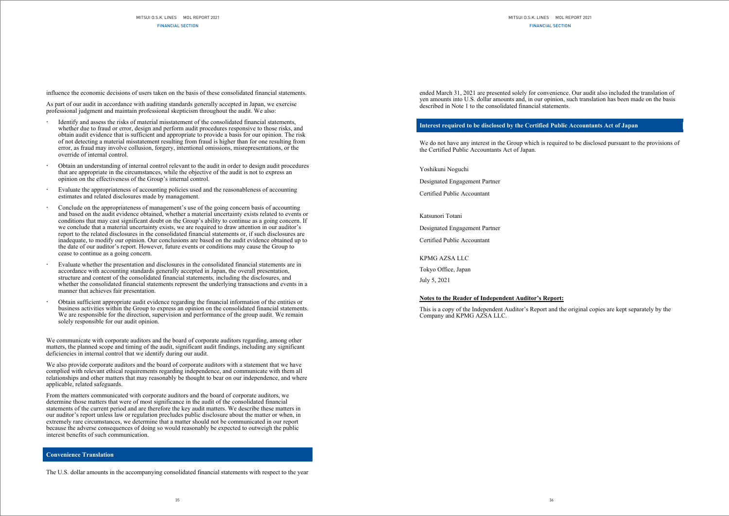influence the economic decisions of users taken on the basis of these consolidated financial statements.

As part of our audit in accordance with auditing standards generally accepted in Japan, we exercise professional judgment and maintain professional skepticism throughout the audit. We also:

- Identify and assess the risks of material misstatement of the consolidated financial statements, whether due to fraud or error, design and perform audit procedures responsive to those risks, and obtain audit evidence that is sufficient and appropriate to provide a basis for our opinion. The risk of not detecting a material misstatement resulting from fraud is higher than for one resulting from error, as fraud may involve collusion, forgery, intentional omissions, misrepresentations, or the override of internal control.
- Obtain an understanding of internal control relevant to the audit in order to design audit procedures that are appropriate in the circumstances, while the objective of the audit is not to express an opinion on the effectiveness of the Group's internal control.
- Evaluate the appropriateness of accounting policies used and the reasonableness of accounting estimates and related disclosures made by management.
- Conclude on the appropriateness of management's use of the going concern basis of accounting and based on the audit evidence obtained, whether a material uncertainty exists related to events or conditions that may cast significant doubt on the Group's ability to continue as a going concern. If we conclude that a material uncertainty exists, we are required to draw attention in our auditor's report to the related disclosures in the consolidated financial statements or, if such disclosures are inadequate, to modify our opinion. Our conclusions are based on the audit evidence obtained up to the date of our auditor's report. However, future events or conditions may cause the Group to cease to continue as a going concern.
- Evaluate whether the presentation and disclosures in the consolidated financial statements are in accordance with accounting standards generally accepted in Japan, the overall presentation, structure and content of the consolidated financial statements, including the disclosures, and whether the consolidated financial statements represent the underlying transactions and events in a manner that achieves fair presentation.
- Obtain sufficient appropriate audit evidence regarding the financial information of the entities or business activities within the Group to express an opinion on the consolidated financial statements. We are responsible for the direction, supervision and performance of the group audit. We remain solely responsible for our audit opinion.

We communicate with corporate auditors and the board of corporate auditors regarding, among other matters, the planned scope and timing of the audit, significant audit findings, including any significant deficiencies in internal control that we identify during our audit.

We also provide corporate auditors and the board of corporate auditors with a statement that we have complied with relevant ethical requirements regarding independence, and communicate with them all relationships and other matters that may reasonably be thought to bear on our independence, and where applicable, related safeguards.

From the matters communicated with corporate auditors and the board of corporate auditors, we determine those matters that were of most significance in the audit of the consolidated financial statements of the current period and are therefore the key audit matters. We describe these matters in our auditor's report unless law or regulation precludes public disclosure about the matter or when, in extremely rare circumstances, we determine that a matter should not be communicated in our report because the adverse consequences of doing so would reasonably be expected to outweigh the public interest benefits of such communication.

## Convenience Translation

The U.S. dollar amounts in the accompanying consolidated financial statements with respect to the year ended March 31, 2021 are presented solely for convenience. Our audit also included the translation of yen amounts into U.S. dollar amounts and, in our opinion, such translation has been made on the basis described in Note 1 to the consolidated financial statements.

## Interest required to be disclosed by the Certified Public Accountants Act of Japan

We do not have any interest in the Group which is required to be disclosed pursuant to the provisions of the Certified Public Accountants Act of Japan.

Yoshikuni Noguchi

Designated Engagement Partner

Certified Public Accountant

Katsunori Totani

Designated Engagement Partner

Certified Public Accountant

KPMG AZSA LLC

Tokyo Office, Japan

July 5, 2021

**Notes to the Reader of Independent Auditor's Report:**

This is a copy of the Independent Auditor's Report and the original copies are kept separately by the Company and KPMG AZSA LLC.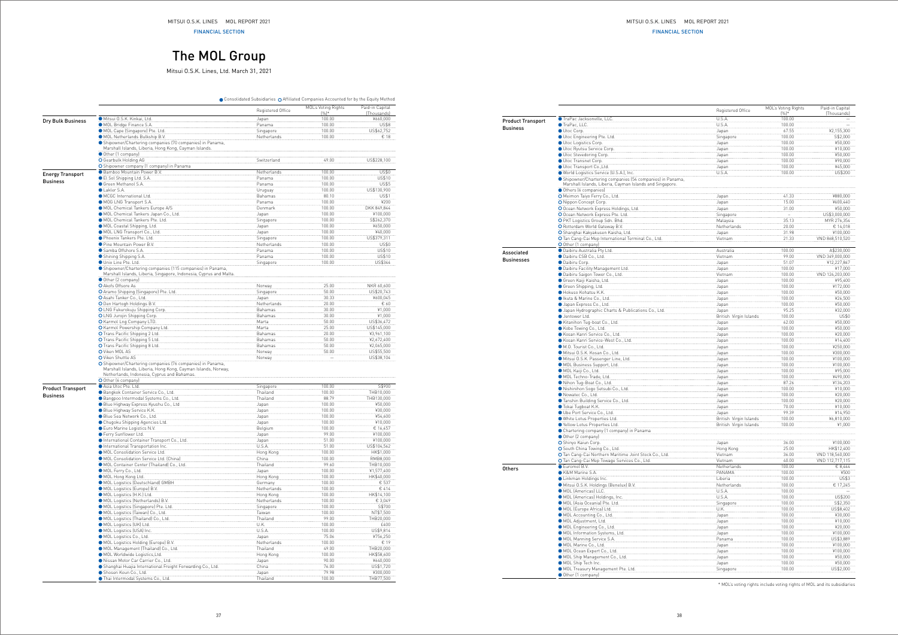## FINANCIAL SECTION

# The MOL Group

Mitsui O.S.K. Lines, Ltd. March 31, 2021

● Consolidated Subsidiaries ○ Affiliated Companies Accounted for by the Equity Method

| | | Registered Office | MOL's Voting Rights (%)* | Paid-in Capital (Thousands) |
|---|---|---|---|---|
| Dry Bulk Business | ● Mitsui O.S.K. Kinkai, Ltd. | Japan | 100.00 | ¥660,000 |
| | ● MOL Bridge Finance S.A. | Panama | 100.00 | US$8 |
| | ● MOL Cape (Singapore) Pte. Ltd. | Singapore | 100.00 | US$62,752 |
| | ● MOL Netherlands Bulkship B.V. | Netherlands | 100.00 | € 18 |
| | ● Shipowner/Chartering companies (70 companies) in Panama, Marshall Islands, Liberia, Hong Kong, Cayman Islands. | | | |
| | ● Other (1 company) | | | |
| | ○ Gearbulk Holding AG | Switzerland | 49.00 | US$228,100 |
| | ○ Shipowner company (1 company) in Panama | | | |
| Energy Transport Business | ● Bamboo Mountain Power B.V. | Netherlands | 100.00 | US$0 |
| | ● El Sol Shipping Ltd. S.A. | Panama | 100.00 | US$10 |
| | ● Green Methanol S.A. | Panama | 100.00 | US$5 |
| | ● Lakler S.A. | Uruguay | 100.00 | US$130,900 |
| | ● MCGC International Ltd. | Bahamas | 80.10 | US$1 |
| | ● MOG LNG Transport S.A. | Panama | 100.00 | ¥200 |
| | ● MOL Chemical Tankers Europe A/S | Denmark | 100.00 | DKK 849,844 |
| | ● MOL Chemical Tankers Japan Co., Ltd. | Japan | 100.00 | ¥100,000 |
| | ● MOL Chemical Tankers Pte. Ltd. | Singapore | 100.00 | S$262,370 |
| | ● MOL Coastal Shipping, Ltd. | Japan | 100.00 | ¥650,000 |
| | ● MOL LNG Transport Co., Ltd. | Japan | 100.00 | ¥40,000 |
| | ● Phoenix Tankers Pte. Ltd. | Singapore | 100.00 | US$379,311 |
| | ● Pine Mountain Power B.V. | Netherlands | 100.00 | US$0 |
| | ● Samba Offshore S.A. | Panama | 100.00 | US$10 |
| | ● Shining Shipping S.A. | Panama | 100.00 | US$10 |
| | ● Unix Line Pte. Ltd. | Singapore | 100.00 | US$344 |
| | ● Shipowner/Chartering companies (115 companies) in Panama, Marshall Islands, Liberia, Singapore, Indonesia, Cyprus and Malta. | | | |
| | ● Other (2 company) | | | |
| | ○ Akofs Offshore As | Norway | 25.00 | NKR 60,600 |
| | ○ Aramo Shipping (Singapore) Pte. Ltd. | Singapore | 50.00 | US$20,763 |
| | ○ Asahi Tanker Co., Ltd. | Japan | 30.33 | ¥600,045 |
| | ○ Den Hartogh Holdings B.V. | Netherlands | 20.00 | € 60 |
| | ○ LNG Fukurokuju Shipping Corp. | Bahamas | 30.00 | ¥1,000 |
| | ○ LNG Jurojin Shipping Corp. | Bahamas | 30.00 | ¥1,000 |
| | ○ Karmol Lng Company LTD. | Marta | 50.00 | US$36,472 |
| | ○ Karmol Powership Company Ltd. | Marta | 25.00 | US$145,000 |
| | ○ Trans Pacific Shipping 2 Ltd. | Bahamas | 20.00 | ¥3,961,100 |
| | ○ Trans Pacific Shipping 5 Ltd. | Bahamas | 50.00 | ¥2,672,400 |
| | ○ Trans Pacific Shipping 8 Ltd. | Bahamas | 50.00 | ¥2,065,000 |
| | ○ Viken MOL AS | Norway | 50.00 | US$55,500 |
| | ○ Viken Shuttle AS | Norway | — | US$38,104 |
| | ○ Shipowner/Chartering companies (76 companies) in Panama, Marshall Islands, Liberia, Hong Kong, Cayman Islands, Norway, Netherlands, Indonesia, Cyprus and Bahamas. | | | |
| | ○ Other (6 company) | | | |
| Product Transport Business | ● Asia Utoc Pte. Ltd. | Singapore | 100.00 | S$900 |
| | ● Bangkok Container Service Co., Ltd. | Thailand | 100.00 | THB10,000 |
| | ● Bangpoo Intermodal Systems Co., Ltd. | Thailand | 88.79 | THB130,000 |
| | ● Blue Highway Express Kyushu Co., Ltd | Japan | 100.00 | ¥50,000 |
| | ● Blue Highway Service K.K. | Japan | 100.00 | ¥30,000 |
| | ● Blue Sea Network Co., Ltd. | Japan | 100.00 | ¥54,600 |
| | ● Chugoku Shipping Agencies Ltd. | Japan | 100.00 | ¥10,000 |
| | ● Euro Marine Logistics N.V. | Belgium | 100.00 | € 16,457 |
| | ● Ferry Sunflower Ltd. | Japan | 99.00 | ¥100,000 |
| | ● International Container Transport Co., Ltd. | Japan | 51.00 | ¥100,000 |
| | ● International Transportation Inc. | U.S.A. | 51.00 | US$104,562 |
| | ● MOL Consolidation Service Ltd. | Hong Kong | 100.00 | HK$1,000 |
| | ● MOL Consolidation Service Ltd. (China) | China | 100.00 | RMB8,000 |
| | ● MOL Container Center (Thailand) Co., Ltd. | Thailand | 99.60 | THB10,000 |
| | ● MOL Ferry Co., Ltd. | Japan | 100.00 | ¥1,577,400 |
| | ● MOL Hong Kong Ltd. | Hong Kong | 100.00 | HK$40,000 |
| | ● MOL Logistics (Deutschland) GMBH | Germany | 100.00 | € 537 |
| | ● MOL Logistics (Europe) B.V. | Netherlands | 100.00 | € 414 |
| | ● MOL Logistics (H.K.) Ltd. | Hong Kong | 100.00 | HK$14,100 |
| | ● MOL Logistics (Netherlands) B.V. | Netherlands | 100.00 | € 3,049 |
| | ● MOL Logistics (Singapore) Pte. Ltd. | Singapore | 100.00 | S$700 |
| | ● MOL Logistics (Taiwan) Co., Ltd. | Taiwan | 100.00 | NT$7,500 |
| | ● MOL Logistics (Thailand) Co., Ltd. | Thailand | 99.00 | THB20,000 |
| | ● MOL Logistics (UK) Ltd. | U.K. | 100.00 | £400 |
| | ● MOL Logistics (USA) Inc. | U.S.A. | 100.00 | US$9,814 |
| | ● MOL Logistics Co., Ltd. | Japan | 75.06 | ¥756,250 |
| | ● MOL Logistics Holding (Europe) B.V. | Netherlands | 100.00 | € 19 |
| | ● MOL Management (Thailand) Co., Ltd. | Thailand | 49.00 | THB20,000 |
| | ● MOL Worldwide Logistics,Ltd. | Hong Kong | 100.00 | HK$58,600 |
| | ● Nissan Motor Car Carrier Co., Ltd. | Japan | 90.00 | ¥640,000 |
| | ● Shanghai Huajia International Freight Forwarding Co., Ltd. | China | 76.00 | US$1,720 |
| | ● Shosen Koun Co., Ltd. | Japan | 79.98 | ¥300,000 |
| | ● Thai Intermodal Systems Co., Ltd. | Thailand | 100.00 | THB77,500 |
| Product Transport Business | ● TraPac Jacksonville, LLC. | U.S.A. | 100.00 | — |
| | ● TraPac, LLC. | U.S.A. | 100.00 | — |
| | ● Utoc Corp. | Japan | 67.55 | ¥2,155,300 |
| | ● Utoc Engineering Pte. Ltd. | Singapore | 100.00 | S$2,000 |
| | ● Utoc Logistics Corp. | Japan | 100.00 | ¥50,000 |
| | ● Utoc Ryutsu Service Corp. | Japan | 100.00 | ¥10,000 |
| | ● Utoc Stevedoring Corp. | Japan | 100.00 | ¥50,000 |
| | ● Utoc Transnet Corp. | Japan | 100.00 | ¥90,000 |
| | ● Utoc Transport Co.,Ltd. | Japan | 100.00 | ¥45,000 |
| | ● World Logistics Service (U.S.A.), Inc. | U.S.A. | 100.00 | US$200 |
| | ● Shipowner/Chartering companies (54 companies) in Panama, Marshall Islands, Liberia, Cayman Islands and Singapore. | | | |
| | ● Others (6 companies) | | | |
| | ○ Meimon Taiyo Ferry Co., Ltd. | Japan | 41.33 | ¥880,000 |
| | ○ Nippon Concept Corp. | Japan | 15.00 | ¥600,440 |
| | ○ Ocean Network Express Holdings, Ltd. | Japan | 31.00 | ¥50,000 |
| | ○ Ocean Network Express Pte. Ltd. | Singapore | — | US$3,000,000 |
| | ○ PKT Logistics Group Sdn. Bhd. | Malaysia | 35.13 | MYR 276,354 |
| | ○ Rotterdam World Gateway B.V. | Netherlands | 20.00 | € 14,018 |
| | ○ Shanghai Kakyakusen Kaisha, Ltd. | Japan | 31.98 | ¥100,000 |
| | ○ Tan Cang-Cai Mep International Terminal Co., Ltd. | Vietnam | 21.33 | VND 868,510,520 |
| | ○ Other (1 company) | | | |
| Associated Businesses | ● Daibiru Australia Pty Ltd. | Australia | 100.00 | A$230,000 |
| | ● Daibiru CSB Co., Ltd. | Vietnam | 99.00 | VND 349,000,000 |
| | ● Daibiru Corp. | Japan | 51.07 | ¥12,227,847 |
| | ● Daibiru Facility Management Ltd. | Japan | 100.00 | ¥17,000 |
| | ● Daibiru Saigon Tower Co., Ltd. | Vietnam | 100.00 | VND 124,203,000 |
| | ● Green Kaiji Kaisha, Ltd. | Japan | 100.00 | ¥95,400 |
| | ● Green Shipping, Ltd. | Japan | 100.00 | ¥172,000 |
| | ● Hokuso Kohatsu K.K. | Japan | 100.00 | ¥50,000 |
| | ● Ikuta & Marine Co., Ltd. | Japan | 100.00 | ¥26,500 |
| | ● Japan Express Co., Ltd. | Japan | 100.00 | ¥50,000 |
| | ● Japan Hydrographic Charts & Publications Co., Ltd. | Japan | 95.25 | ¥32,000 |
| | ● Jentower Ltd. | British Virgin Islands | 100.00 | US$0 |
| | ● Kitanihon Tug-boat Co., Ltd. | Japan | 62.00 | ¥50,000 |
| | ● Kobe Towing Co., Ltd. | Japan | 100.00 | ¥50,000 |
| | ● Kosan Kanri Service Co., Ltd. | Japan | 100.00 | ¥20,000 |
| | ● Kosan Kanri Service-West Co., Ltd. | Japan | 100.00 | ¥14,400 |
| | ● M.O. Tourist Co., Ltd. | Japan | 100.00 | ¥250,000 |
| | ● Mitsui O.S.K. Kosan Co., Ltd. | Japan | 100.00 | ¥300,000 |
| | ● Mitsui O.S.K. Passenger Line, Ltd. | Japan | 100.00 | ¥100,000 |
| | ● MOL Business Support, Ltd. | Japan | 100.00 | ¥100,000 |
| | ● MOL Kaiji Co., Ltd. | Japan | 100.00 | ¥95,000 |
| | ● MOL Techno-Trade, Ltd. | Japan | 100.00 | ¥490,000 |
| | ● Nihon Tug-Boat Co., Ltd. | Japan | 87.26 | ¥134,203 |
| | ● Nishinihon Sogo Setsubi Co., Ltd. | Japan | 100.00 | ¥10,000 |
| | ● Nowatec Co., Ltd. | Japan | 100.00 | ¥20,000 |
| | ● Tanshin Building Service Co., Ltd. | Japan | 100.00 | ¥20,000 |
| | ● Tokai Tugboat K.K. | Japan | 70.00 | ¥10,000 |
| | ● Ube Port Service Co., Ltd. | Japan | 99.39 | ¥14,950 |
| | ● White Lotus Properties Ltd. | British Virgin Islands | 100.00 | ¥6,810,000 |
| | ● Yellow Lotus Properties Ltd. | British Virgin Islands | 100.00 | ¥1,000 |
| | ● Chartering company (1 company) in Panama | | | |
| | ● Other (2 company) | | | |
| | ○ Shinyo Kaiun Corp. | Japan | 36.00 | ¥100,000 |
| | ○ South China Towing Co., Ltd. | Hong Kong | 25.00 | HK$12,400 |
| | ○ Tan Cang-Cai Northern Maritime Joint Stock Co., Ltd. | Vietnam | 36.00 | VND 118,560,000 |
| | ○ Tan Cang-Cai Mep Towage Services Co., Ltd. | Vietnam | 40.00 | VND 112,717,115 |
| Others | ● Euromol B.V. | Netherlands | 100.00 | € 8,444 |
| | ● K&M Marine S.A. | PANAMA | 100.00 | ¥500 |
| | ● Linkman Holdings Inc. | Liberia | 100.00 | US$3 |
| | ● Mitsui O.S.K. Holdings (Benelux) B.V. | Netherlands | 100.00 | € 17,245 |
| | ● MOL (Americas) LLC. | U.S.A. | 100.00 | — |
| | ● MOL (Americas) Holdings, Inc. | U.S.A. | 100.00 | US$200 |
| | ● MOL (Asia Oceania) Pte. Ltd. | Singapore | 100.00 | S$2,350 |
| | ● MOL (Europe Africa) Ltd. | U.K. | 100.00 | US$8,402 |
| | ● MOL Accounting Co., Ltd. | Japan | 100.00 | ¥30,000 |
| | ● MOL Adjustment, Ltd. | Japan | 100.00 | ¥10,000 |
| | ● MOL Engineering Co., Ltd. | Japan | 100.00 | ¥20,000 |
| | ● MOL Information Systems, Ltd. | Japan | 100.00 | ¥100,000 |
| | ● MOL Manning Service S.A. | Panama | 100.00 | US$3,889 |
| | ● MOL Marine Co., Ltd. | Japan | 100.00 | ¥100,000 |
| | ● MOL Ocean Expert Co., Ltd. | Japan | 100.00 | ¥100,000 |
| | ● MOL Ship Management Co., Ltd. | Japan | 100.00 | ¥50,000 |
| | ● MOL Ship Tech Inc. | Japan | 100.00 | ¥50,000 |
| | ● MOL Treasury Management Pte. Ltd. | Singapore | 100.00 | US$2,000 |
| | ● Other (1 company) | | | |

\* MOL's voting rights include voting rights of MOL and its subsidiaries